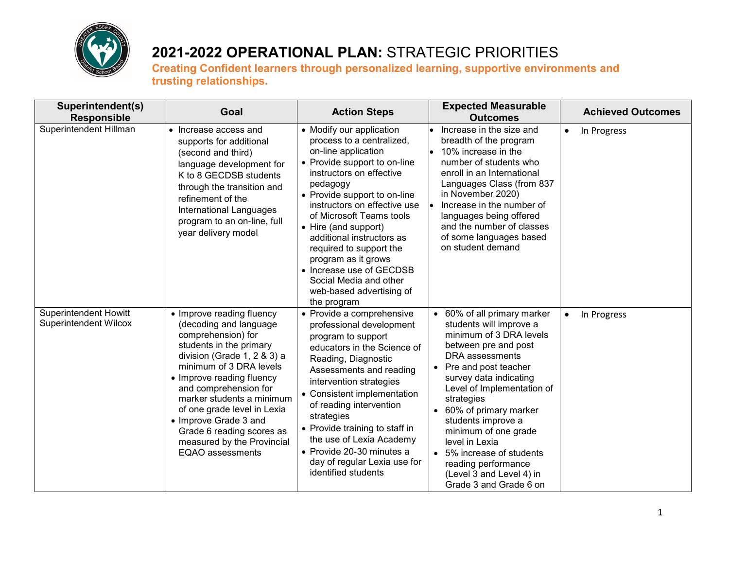# 2021-2022 OPERATIONAL PLAN: STRATEGIC PRIORITIES

**Creating Confident learners through personalized learning, supportive environments and trusting relationships.**

| Superintendent(s) Responsible | Goal | Action Steps | Expected Measurable Outcomes | Achieved Outcomes |
|---|---|---|---|---|
| Superintendent Hillman | • Increase access and supports for additional (second and third) language development for K to 8 GECDSB students through the transition and refinement of the International Languages program to an on-line, full year delivery model | • Modify our application process to a centralized, on-line application<br>• Provide support to on-line instructors on effective pedagogy<br>• Provide support to on-line instructors on effective use of Microsoft Teams tools<br>• Hire (and support) additional instructors as required to support the program as it grows<br>• Increase use of GECDSB Social Media and other web-based advertising of the program | • Increase in the size and breadth of the program<br>• 10% increase in the number of students who enroll in an International Languages Class (from 837 in November 2020)<br>• Increase in the number of languages being offered and the number of classes of some languages based on student demand | • In Progress |
| Superintendent Howitt<br>Superintendent Wilcox | • Improve reading fluency (decoding and language comprehension) for students in the primary division (Grade 1, 2 & 3) a minimum of 3 DRA levels<br>• Improve reading fluency and comprehension for marker students a minimum of one grade level in Lexia<br>• Improve Grade 3 and Grade 6 reading scores as measured by the Provincial EQAO assessments | • Provide a comprehensive professional development program to support educators in the Science of Reading, Diagnostic Assessments and reading intervention strategies<br>• Consistent implementation of reading intervention strategies<br>• Provide training to staff in the use of Lexia Academy<br>• Provide 20-30 minutes a day of regular Lexia use for identified students | • 60% of all primary marker students will improve a minimum of 3 DRA levels between pre and post DRA assessments<br>• Pre and post teacher survey data indicating Level of Implementation of strategies<br>• 60% of primary marker students improve a minimum of one grade level in Lexia<br>• 5% increase of students reading performance (Level 3 and Level 4) in Grade 3 and Grade 6 on | • In Progress |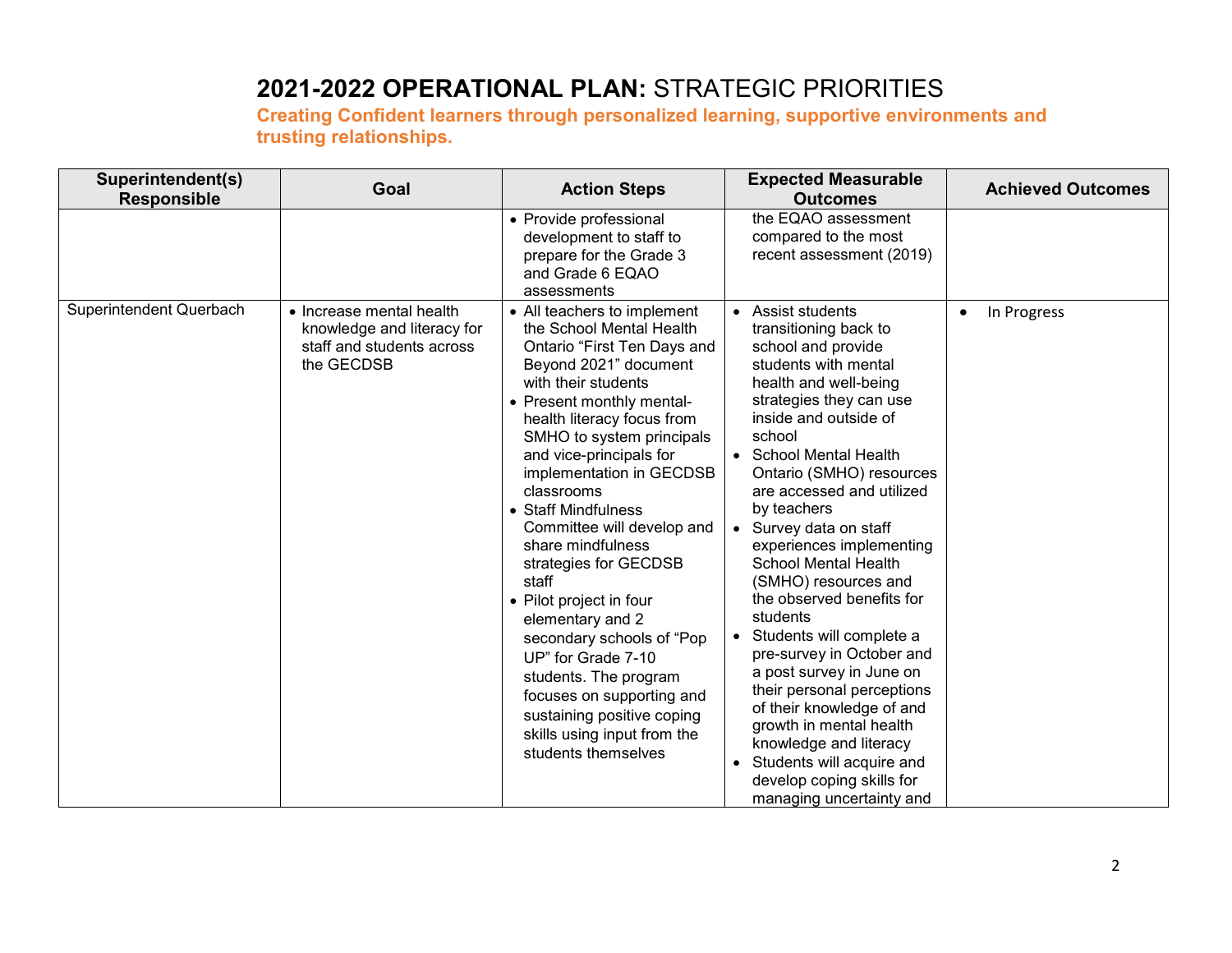# 2021-2022 OPERATIONAL PLAN: STRATEGIC PRIORITIES

**Creating Confident learners through personalized learning, supportive environments and trusting relationships.**

| Superintendent(s) Responsible | Goal | Action Steps | Expected Measurable Outcomes | Achieved Outcomes |
|---|---|---|---|---|
| | | • Provide professional development to staff to prepare for the Grade 3 and Grade 6 EQAO assessments | the EQAO assessment compared to the most recent assessment (2019) | |
| Superintendent Querbach | • Increase mental health knowledge and literacy for staff and students across the GECDSB | • All teachers to implement the School Mental Health Ontario "First Ten Days and Beyond 2021" document with their students<br>• Present monthly mental-health literacy focus from SMHO to system principals and vice-principals for implementation in GECDSB classrooms<br>• Staff Mindfulness Committee will develop and share mindfulness strategies for GECDSB staff<br>• Pilot project in four elementary and 2 secondary schools of "Pop UP" for Grade 7-10 students. The program focuses on supporting and sustaining positive coping skills using input from the students themselves | • Assist students transitioning back to school and provide students with mental health and well-being strategies they can use inside and outside of school<br>• School Mental Health Ontario (SMHO) resources are accessed and utilized by teachers<br>• Survey data on staff experiences implementing School Mental Health (SMHO) resources and the observed benefits for students<br>• Students will complete a pre-survey in October and a post survey in June on their personal perceptions of their knowledge of and growth in mental health knowledge and literacy<br>• Students will acquire and develop coping skills for managing uncertainty and | • In Progress |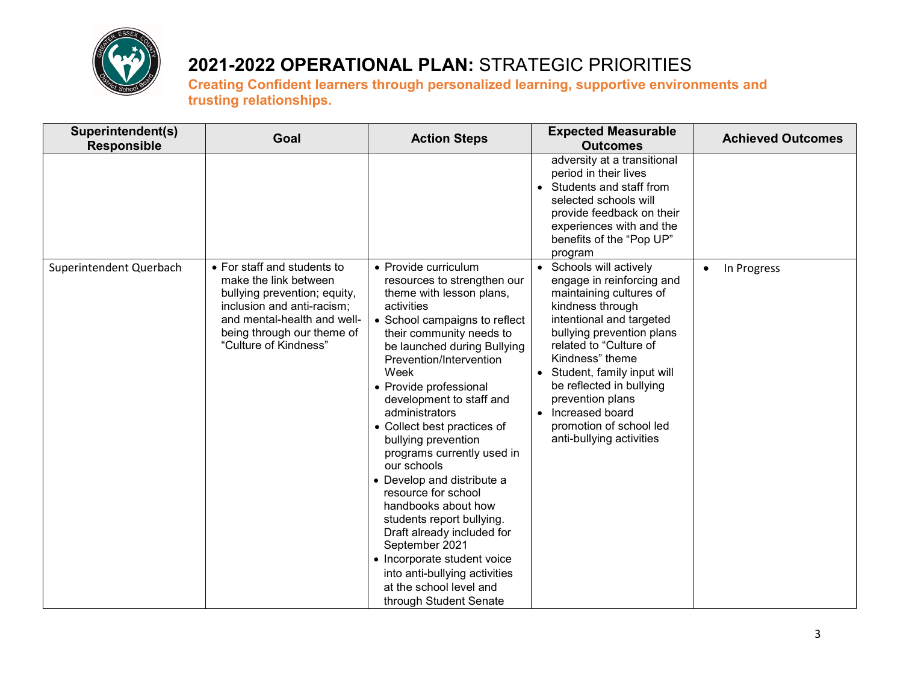# 2021-2022 OPERATIONAL PLAN: STRATEGIC PRIORITIES

**Creating Confident learners through personalized learning, supportive environments and trusting relationships.**

| Superintendent(s) Responsible | Goal | Action Steps | Expected Measurable Outcomes | Achieved Outcomes |
|---|---|---|---|---|
| | | | adversity at a transitional period in their lives<br>• Students and staff from selected schools will provide feedback on their experiences with and the benefits of the "Pop UP" program | |
| Superintendent Querbach | • For staff and students to make the link between bullying prevention; equity, inclusion and anti-racism; and mental-health and well-being through our theme of "Culture of Kindness" | • Provide curriculum resources to strengthen our theme with lesson plans, activities<br>• School campaigns to reflect their community needs to be launched during Bullying Prevention/Intervention Week<br>• Provide professional development to staff and administrators<br>• Collect best practices of bullying prevention programs currently used in our schools<br>• Develop and distribute a resource for school handbooks about how students report bullying. Draft already included for September 2021<br>• Incorporate student voice into anti-bullying activities at the school level and through Student Senate | • Schools will actively engage in reinforcing and maintaining cultures of kindness through intentional and targeted bullying prevention plans related to "Culture of Kindness" theme<br>• Student, family input will be reflected in bullying prevention plans<br>• Increased board promotion of school led anti-bullying activities | • In Progress |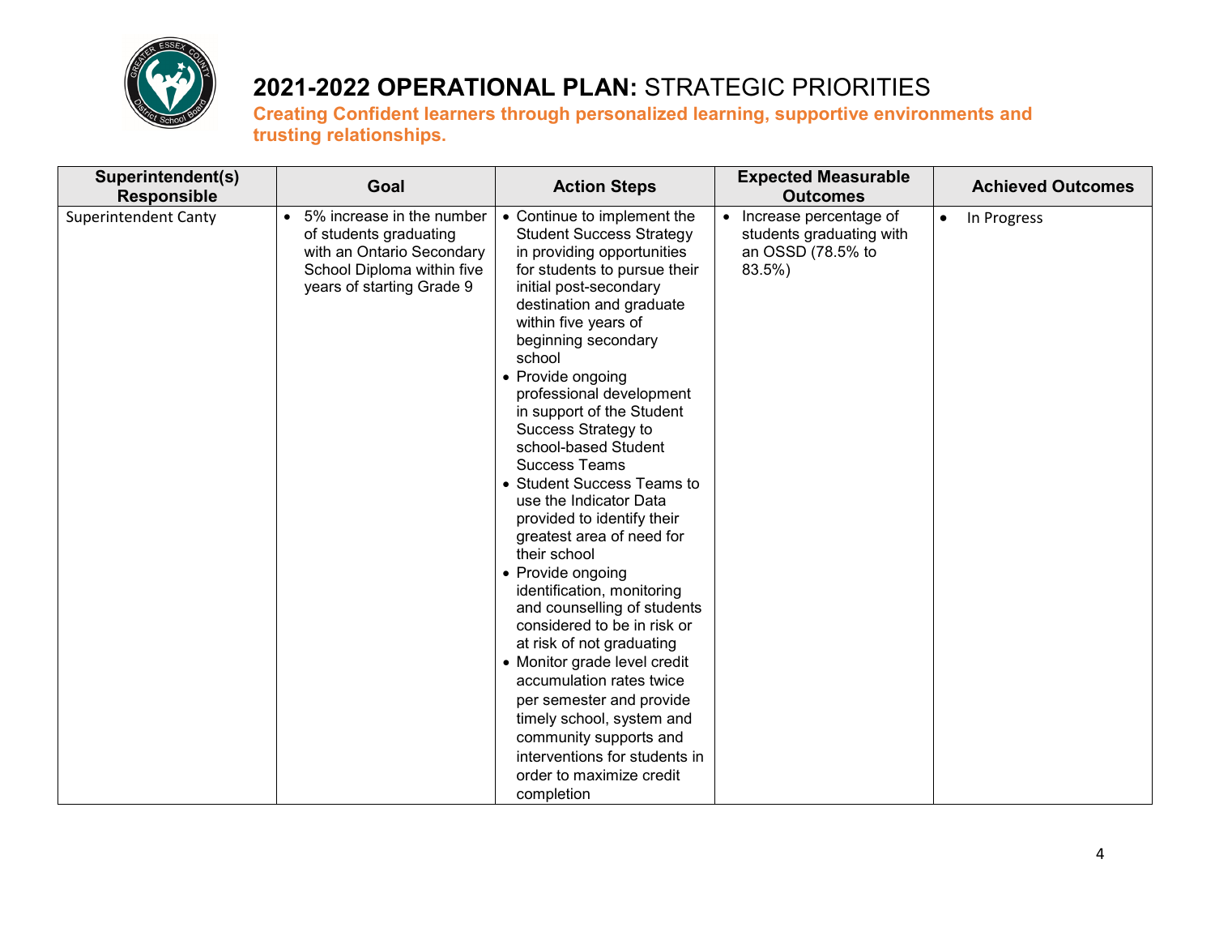# **2021-2022 OPERATIONAL PLAN:** STRATEGIC PRIORITIES

**Creating Confident learners through personalized learning, supportive environments and trusting relationships.**

| Superintendent(s) Responsible | Goal | Action Steps | Expected Measurable Outcomes | Achieved Outcomes |
|---|---|---|---|---|
| Superintendent Canty | • 5% increase in the number of students graduating with an Ontario Secondary School Diploma within five years of starting Grade 9 | • Continue to implement the Student Success Strategy in providing opportunities for students to pursue their initial post-secondary destination and graduate within five years of beginning secondary school<br>• Provide ongoing professional development in support of the Student Success Strategy to school-based Student Success Teams<br>• Student Success Teams to use the Indicator Data provided to identify their greatest area of need for their school<br>• Provide ongoing identification, monitoring and counselling of students considered to be in risk or at risk of not graduating<br>• Monitor grade level credit accumulation rates twice per semester and provide timely school, system and community supports and interventions for students in order to maximize credit completion | • Increase percentage of students graduating with an OSSD (78.5% to 83.5%) | • In Progress |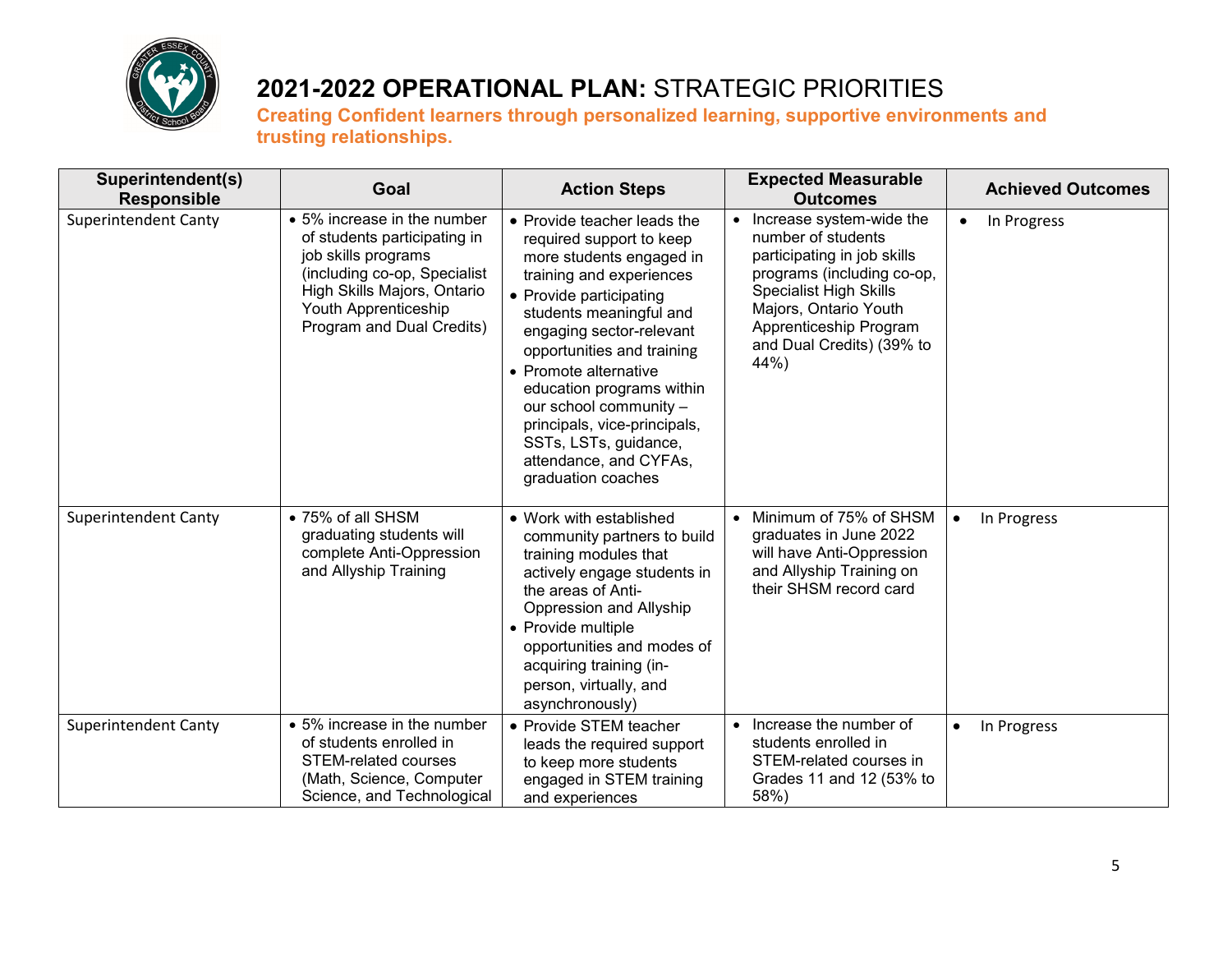# 2021-2022 OPERATIONAL PLAN: STRATEGIC PRIORITIES

**Creating Confident learners through personalized learning, supportive environments and trusting relationships.**

| Superintendent(s) Responsible | Goal | Action Steps | Expected Measurable Outcomes | Achieved Outcomes |
|---|---|---|---|---|
| Superintendent Canty | • 5% increase in the number of students participating in job skills programs (including co-op, Specialist High Skills Majors, Ontario Youth Apprenticeship Program and Dual Credits) | • Provide teacher leads the required support to keep more students engaged in training and experiences<br>• Provide participating students meaningful and engaging sector-relevant opportunities and training<br>• Promote alternative education programs within our school community – principals, vice-principals, SSTs, LSTs, guidance, attendance, and CYFAs, graduation coaches | • Increase system-wide the number of students participating in job skills programs (including co-op, Specialist High Skills Majors, Ontario Youth Apprenticeship Program and Dual Credits) (39% to 44%) | • In Progress |
| Superintendent Canty | • 75% of all SHSM graduating students will complete Anti-Oppression and Allyship Training | • Work with established community partners to build training modules that actively engage students in the areas of Anti-Oppression and Allyship<br>• Provide multiple opportunities and modes of acquiring training (in-person, virtually, and asynchronously) | • Minimum of 75% of SHSM graduates in June 2022 will have Anti-Oppression and Allyship Training on their SHSM record card | • In Progress |
| Superintendent Canty | • 5% increase in the number of students enrolled in STEM-related courses (Math, Science, Computer Science, and Technological | • Provide STEM teacher leads the required support to keep more students engaged in STEM training and experiences | • Increase the number of students enrolled in STEM-related courses in Grades 11 and 12 (53% to 58%) | • In Progress |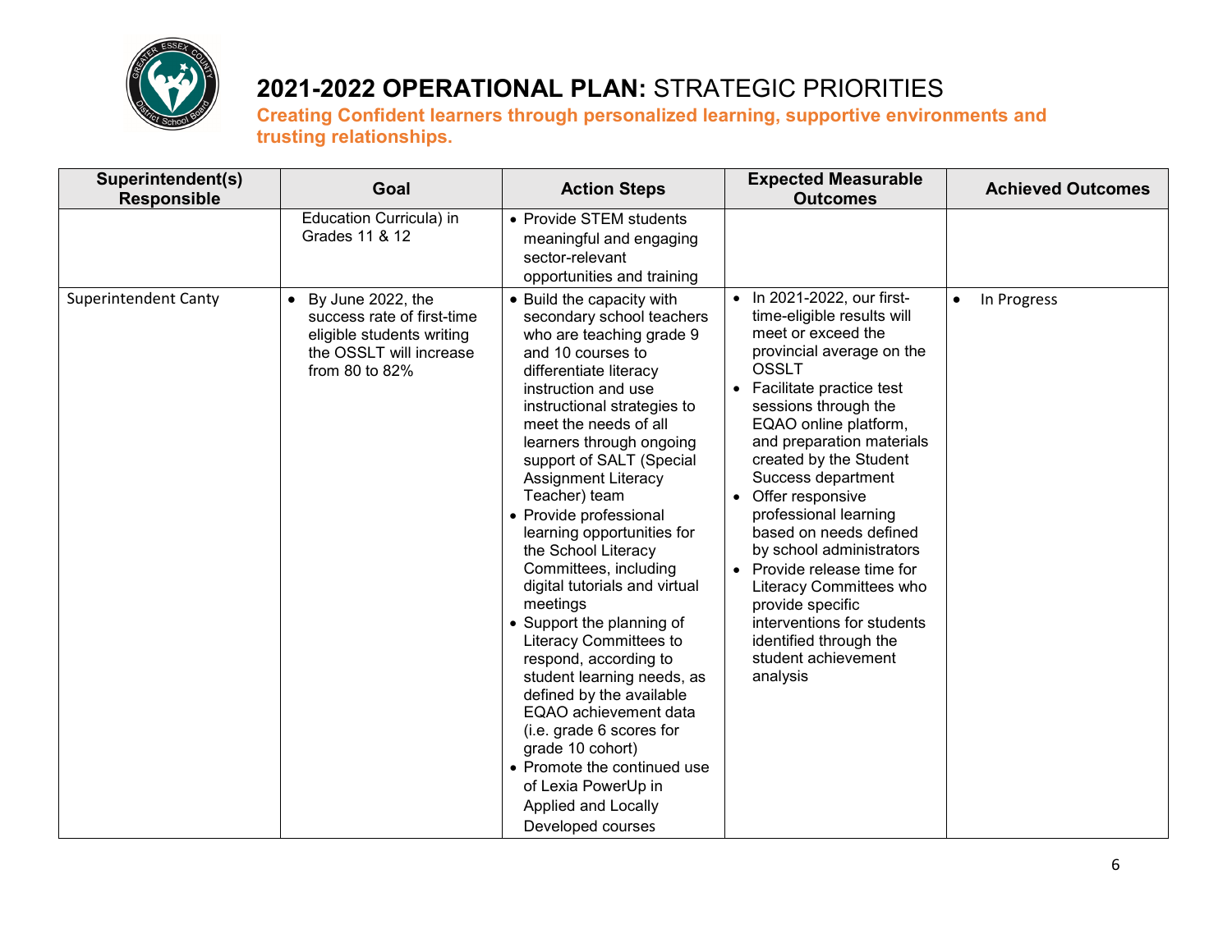# 2021-2022 OPERATIONAL PLAN: STRATEGIC PRIORITIES

**Creating Confident learners through personalized learning, supportive environments and trusting relationships.**

| Superintendent(s) Responsible | Goal | Action Steps | Expected Measurable Outcomes | Achieved Outcomes |
|---|---|---|---|---|
| | Education Curricula) in Grades 11 & 12 | • Provide STEM students meaningful and engaging sector-relevant opportunities and training | | |
| Superintendent Canty | • By June 2022, the success rate of first-time eligible students writing the OSSLT will increase from 80 to 82% | • Build the capacity with secondary school teachers who are teaching grade 9 and 10 courses to differentiate literacy instruction and use instructional strategies to meet the needs of all learners through ongoing support of SALT (Special Assignment Literacy Teacher) team<br>• Provide professional learning opportunities for the School Literacy Committees, including digital tutorials and virtual meetings<br>• Support the planning of Literacy Committees to respond, according to student learning needs, as defined by the available EQAO achievement data (i.e. grade 6 scores for grade 10 cohort)<br>• Promote the continued use of Lexia PowerUp in Applied and Locally Developed courses | • In 2021-2022, our first-time-eligible results will meet or exceed the provincial average on the OSSLT<br>• Facilitate practice test sessions through the EQAO online platform, and preparation materials created by the Student Success department<br>• Offer responsive professional learning based on needs defined by school administrators<br>• Provide release time for Literacy Committees who provide specific interventions for students identified through the student achievement analysis | • In Progress |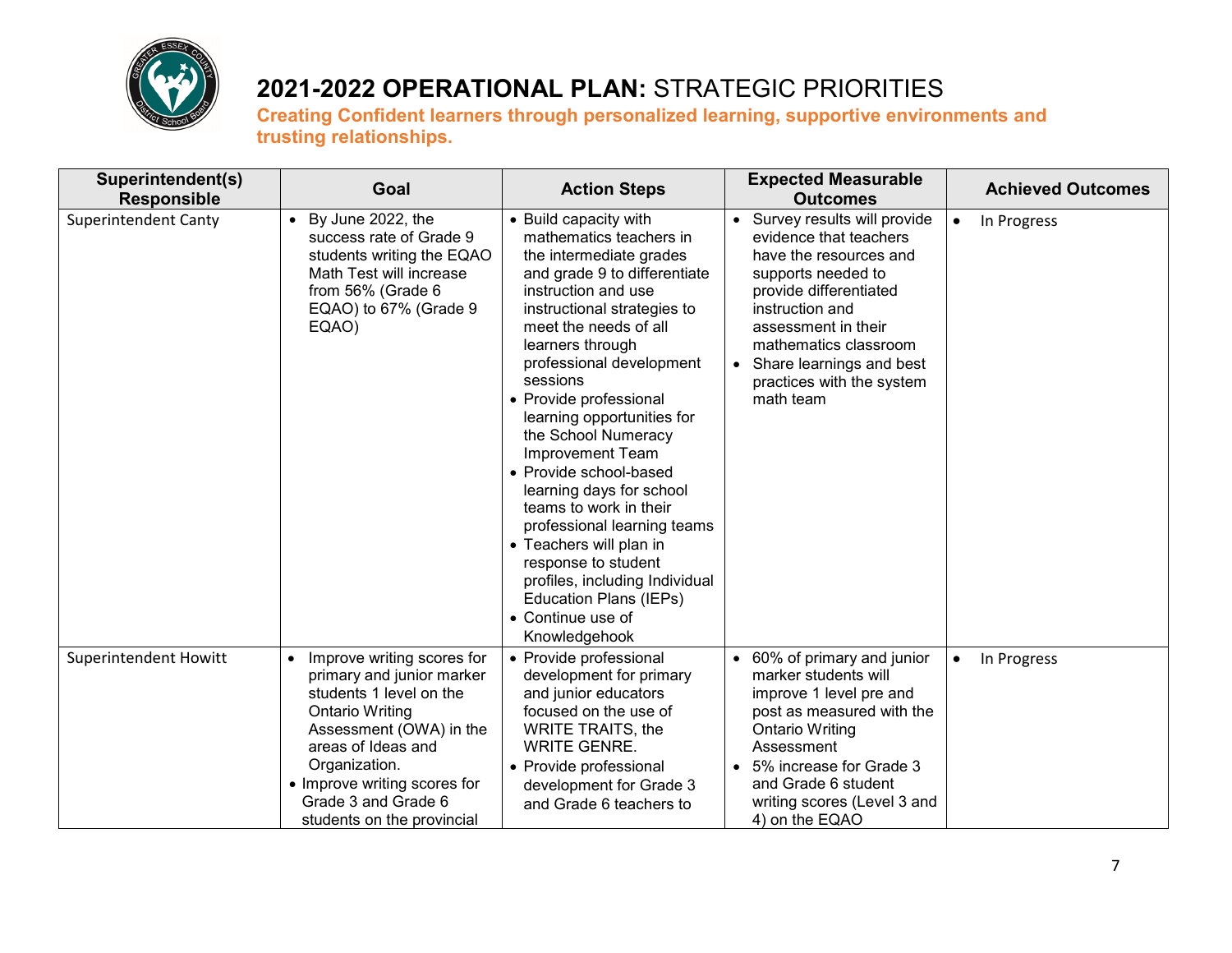# 2021-2022 OPERATIONAL PLAN: STRATEGIC PRIORITIES

**Creating Confident learners through personalized learning, supportive environments and trusting relationships.**

| Superintendent(s) Responsible | Goal | Action Steps | Expected Measurable Outcomes | Achieved Outcomes |
|---|---|---|---|---|
| Superintendent Canty | • By June 2022, the success rate of Grade 9 students writing the EQAO Math Test will increase from 56% (Grade 6 EQAO) to 67% (Grade 9 EQAO) | • Build capacity with mathematics teachers in the intermediate grades and grade 9 to differentiate instruction and use instructional strategies to meet the needs of all learners through professional development sessions<br>• Provide professional learning opportunities for the School Numeracy Improvement Team<br>• Provide school-based learning days for school teams to work in their professional learning teams<br>• Teachers will plan in response to student profiles, including Individual Education Plans (IEPs)<br>• Continue use of Knowledgehook | • Survey results will provide evidence that teachers have the resources and supports needed to provide differentiated instruction and assessment in their mathematics classroom<br>• Share learnings and best practices with the system math team | • In Progress |
| Superintendent Howitt | • Improve writing scores for primary and junior marker students 1 level on the Ontario Writing Assessment (OWA) in the areas of Ideas and Organization.<br>• Improve writing scores for Grade 3 and Grade 6 students on the provincial | • Provide professional development for primary and junior educators focused on the use of WRITE TRAITS, the WRITE GENRE.<br>• Provide professional development for Grade 3 and Grade 6 teachers to | • 60% of primary and junior marker students will improve 1 level pre and post as measured with the Ontario Writing Assessment<br>• 5% increase for Grade 3 and Grade 6 student writing scores (Level 3 and 4) on the EQAO | • In Progress |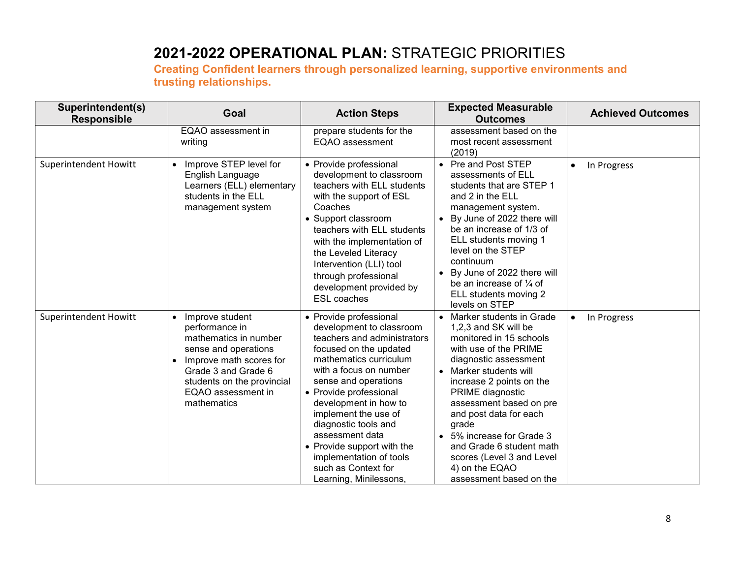# 2021-2022 OPERATIONAL PLAN: STRATEGIC PRIORITIES

**Creating Confident learners through personalized learning, supportive environments and trusting relationships.**

| Superintendent(s) Responsible | Goal | Action Steps | Expected Measurable Outcomes | Achieved Outcomes |
|---|---|---|---|---|
| | EQAO assessment in writing | prepare students for the EQAO assessment | assessment based on the most recent assessment (2019) | |
| Superintendent Howitt | • Improve STEP level for English Language Learners (ELL) elementary students in the ELL management system | • Provide professional development to classroom teachers with ELL students with the support of ESL Coaches<br>• Support classroom teachers with ELL students with the implementation of the Leveled Literacy Intervention (LLI) tool through professional development provided by ESL coaches | • Pre and Post STEP assessments of ELL students that are STEP 1 and 2 in the ELL management system.<br>• By June of 2022 there will be an increase of 1/3 of ELL students moving 1 level on the STEP continuum<br>• By June of 2022 there will be an increase of ¼ of ELL students moving 2 levels on STEP | • In Progress |
| Superintendent Howitt | • Improve student performance in mathematics in number sense and operations<br>• Improve math scores for Grade 3 and Grade 6 students on the provincial EQAO assessment in mathematics | • Provide professional development to classroom teachers and administrators focused on the updated mathematics curriculum with a focus on number sense and operations<br>• Provide professional development in how to implement the use of diagnostic tools and assessment data<br>• Provide support with the implementation of tools such as Context for Learning, Minilessons, | • Marker students in Grade 1,2,3 and SK will be monitored in 15 schools with use of the PRIME diagnostic assessment<br>• Marker students will increase 2 points on the PRIME diagnostic assessment based on pre and post data for each grade<br>• 5% increase for Grade 3 and Grade 6 student math scores (Level 3 and Level 4) on the EQAO assessment based on the | • In Progress |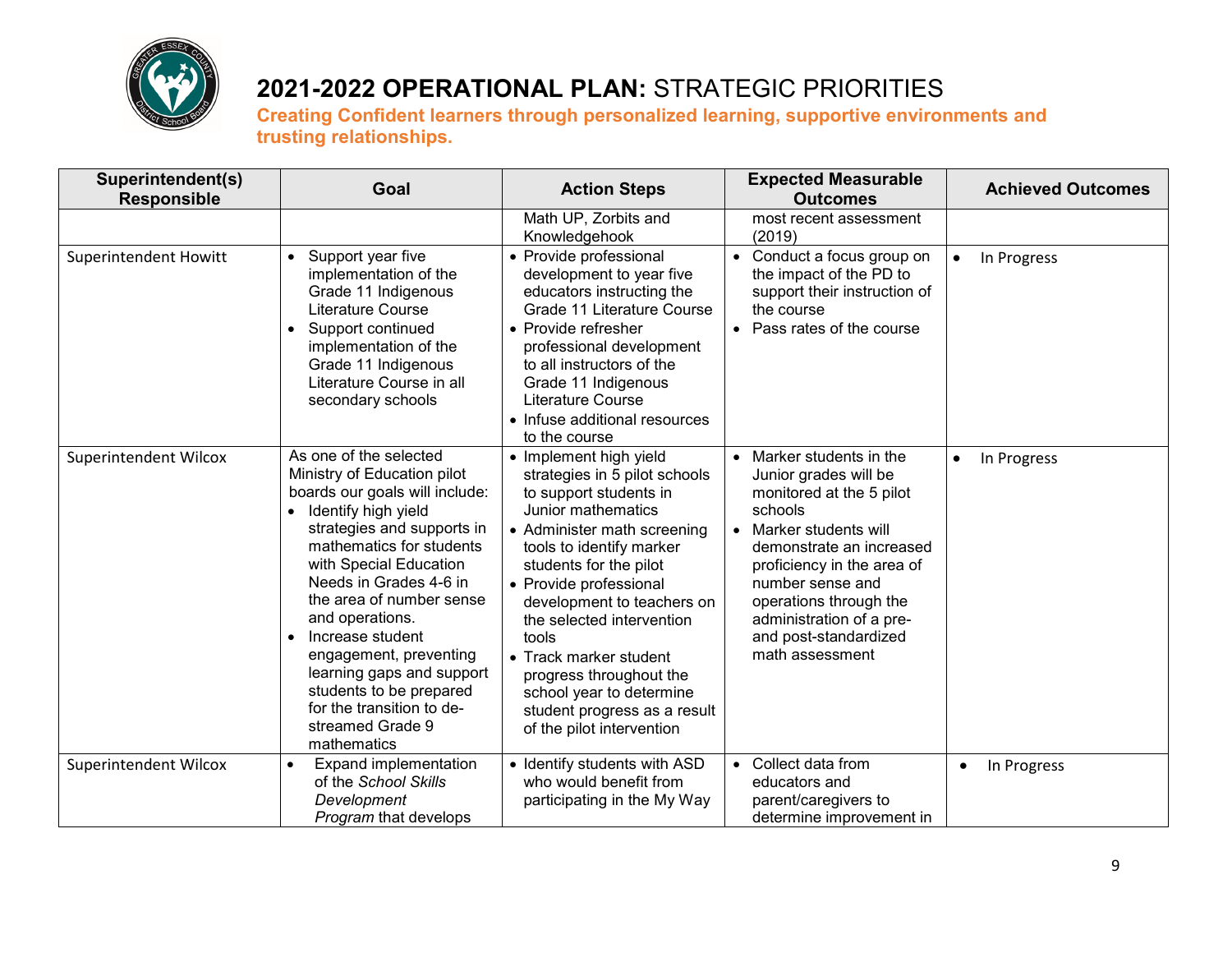# 2021-2022 OPERATIONAL PLAN: STRATEGIC PRIORITIES

**Creating Confident learners through personalized learning, supportive environments and trusting relationships.**

| Superintendent(s) Responsible | Goal | Action Steps | Expected Measurable Outcomes | Achieved Outcomes |
|---|---|---|---|---|
| | | Math UP, Zorbits and Knowledgehook | most recent assessment (2019) | |
| Superintendent Howitt | • Support year five implementation of the Grade 11 Indigenous Literature Course<br>• Support continued implementation of the Grade 11 Indigenous Literature Course in all secondary schools | • Provide professional development to year five educators instructing the Grade 11 Literature Course<br>• Provide refresher professional development to all instructors of the Grade 11 Indigenous Literature Course<br>• Infuse additional resources to the course | • Conduct a focus group on the impact of the PD to support their instruction of the course<br>• Pass rates of the course | • In Progress |
| Superintendent Wilcox | As one of the selected Ministry of Education pilot boards our goals will include:<br>• Identify high yield strategies and supports in mathematics for students with Special Education Needs in Grades 4-6 in the area of number sense and operations.<br>• Increase student engagement, preventing learning gaps and support students to be prepared for the transition to de-streamed Grade 9 mathematics | • Implement high yield strategies in 5 pilot schools to support students in Junior mathematics<br>• Administer math screening tools to identify marker students for the pilot<br>• Provide professional development to teachers on the selected intervention tools<br>• Track marker student progress throughout the school year to determine student progress as a result of the pilot intervention | • Marker students in the Junior grades will be monitored at the 5 pilot schools<br>• Marker students will demonstrate an increased proficiency in the area of number sense and operations through the administration of a pre- and post-standardized math assessment | • In Progress |
| Superintendent Wilcox | • Expand implementation of the *School Skills Development Program* that develops | • Identify students with ASD who would benefit from participating in the My Way | • Collect data from educators and parent/caregivers to determine improvement in | • In Progress |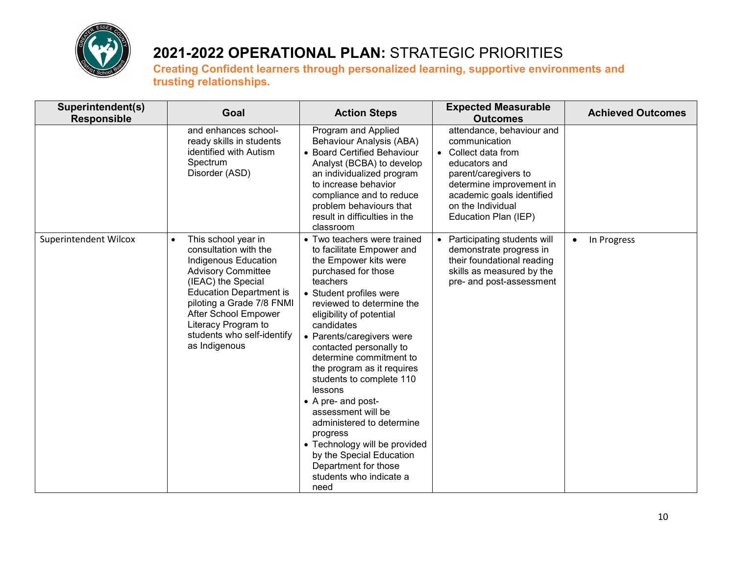# 2021-2022 OPERATIONAL PLAN: STRATEGIC PRIORITIES

**Creating Confident learners through personalized learning, supportive environments and trusting relationships.**

| Superintendent(s) Responsible | Goal | Action Steps | Expected Measurable Outcomes | Achieved Outcomes |
|---|---|---|---|---|
| | and enhances school-ready skills in students identified with Autism Spectrum Disorder (ASD) | Program and Applied Behaviour Analysis (ABA)<br>• Board Certified Behaviour Analyst (BCBA) to develop an individualized program to increase behavior compliance and to reduce problem behaviours that result in difficulties in the classroom | attendance, behaviour and communication<br>• Collect data from educators and parent/caregivers to determine improvement in academic goals identified on the Individual Education Plan (IEP) | |
| Superintendent Wilcox | • This school year in consultation with the Indigenous Education Advisory Committee (IEAC) the Special Education Department is piloting a Grade 7/8 FNMI After School Empower Literacy Program to students who self-identify as Indigenous | • Two teachers were trained to facilitate Empower and the Empower kits were purchased for those teachers<br>• Student profiles were reviewed to determine the eligibility of potential candidates<br>• Parents/caregivers were contacted personally to determine commitment to the program as it requires students to complete 110 lessons<br>• A pre- and post-assessment will be administered to determine progress<br>• Technology will be provided by the Special Education Department for those students who indicate a need | • Participating students will demonstrate progress in their foundational reading skills as measured by the pre- and post-assessment | • In Progress |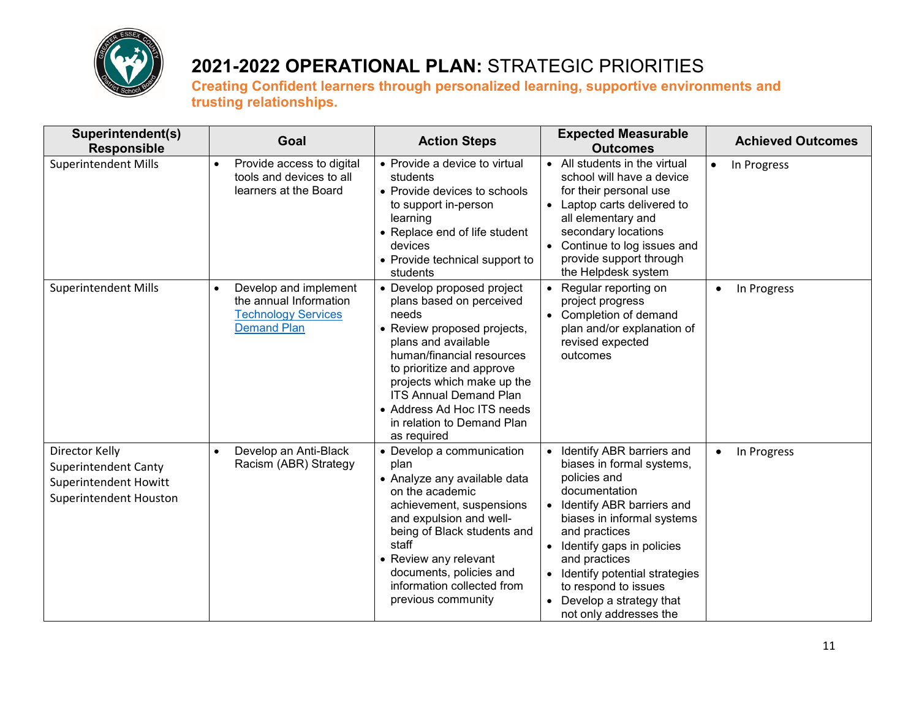# 2021-2022 OPERATIONAL PLAN: STRATEGIC PRIORITIES

**Creating Confident learners through personalized learning, supportive environments and trusting relationships.**

| Superintendent(s) Responsible | Goal | Action Steps | Expected Measurable Outcomes | Achieved Outcomes |
|---|---|---|---|---|
| Superintendent Mills | • Provide access to digital tools and devices to all learners at the Board | • Provide a device to virtual students<br>• Provide devices to schools to support in-person learning<br>• Replace end of life student devices<br>• Provide technical support to students | • All students in the virtual school will have a device for their personal use<br>• Laptop carts delivered to all elementary and secondary locations<br>• Continue to log issues and provide support through the Helpdesk system | • In Progress |
| Superintendent Mills | • Develop and implement the annual Information Technology Services Demand Plan | • Develop proposed project plans based on perceived needs<br>• Review proposed projects, plans and available human/financial resources to prioritize and approve projects which make up the ITS Annual Demand Plan<br>• Address Ad Hoc ITS needs in relation to Demand Plan as required | • Regular reporting on project progress<br>• Completion of demand plan and/or explanation of revised expected outcomes | • In Progress |
| Director Kelly<br>Superintendent Canty<br>Superintendent Howitt<br>Superintendent Houston | • Develop an Anti-Black Racism (ABR) Strategy | • Develop a communication plan<br>• Analyze any available data on the academic achievement, suspensions and expulsion and well-being of Black students and staff<br>• Review any relevant documents, policies and information collected from previous community | • Identify ABR barriers and biases in formal systems, policies and documentation<br>• Identify ABR barriers and biases in informal systems and practices<br>• Identify gaps in policies and practices<br>• Identify potential strategies to respond to issues<br>• Develop a strategy that not only addresses the | • In Progress |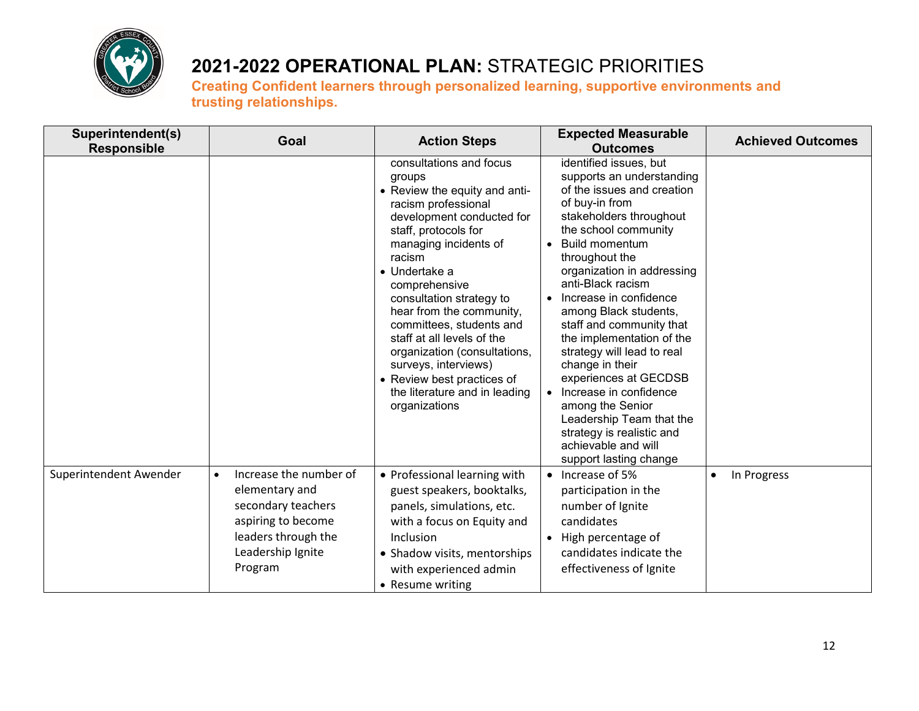# 2021-2022 OPERATIONAL PLAN: STRATEGIC PRIORITIES

**Creating Confident learners through personalized learning, supportive environments and trusting relationships.**

| Superintendent(s) Responsible | Goal | Action Steps | Expected Measurable Outcomes | Achieved Outcomes |
|---|---|---|---|---|
| | | consultations and focus groups<br>• Review the equity and anti-racism professional development conducted for staff, protocols for managing incidents of racism<br>• Undertake a comprehensive consultation strategy to hear from the community, committees, students and staff at all levels of the organization (consultations, surveys, interviews)<br>• Review best practices of the literature and in leading organizations | identified issues, but supports an understanding of the issues and creation of buy-in from stakeholders throughout the school community<br>• Build momentum throughout the organization in addressing anti-Black racism<br>• Increase in confidence among Black students, staff and community that the implementation of the strategy will lead to real change in their experiences at GECDSB<br>• Increase in confidence among the Senior Leadership Team that the strategy is realistic and achievable and will support lasting change | |
| Superintendent Awender | • Increase the number of elementary and secondary teachers aspiring to become leaders through the Leadership Ignite Program | • Professional learning with guest speakers, booktalks, panels, simulations, etc. with a focus on Equity and Inclusion<br>• Shadow visits, mentorships with experienced admin<br>• Resume writing | • Increase of 5% participation in the number of Ignite candidates<br>• High percentage of candidates indicate the effectiveness of Ignite | • In Progress |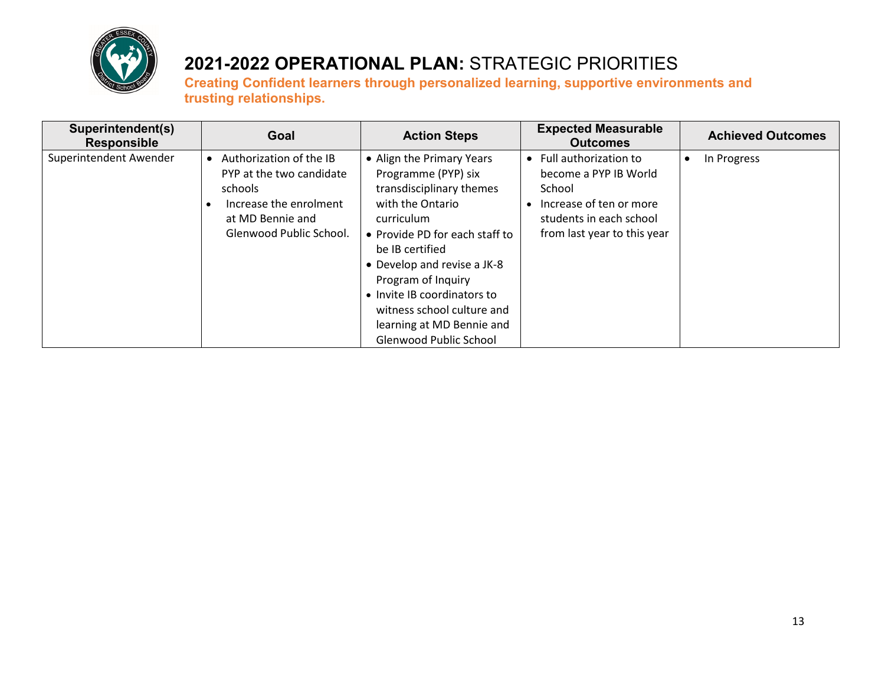# 2021-2022 OPERATIONAL PLAN: STRATEGIC PRIORITIES

**Creating Confident learners through personalized learning, supportive environments and trusting relationships.**

| Superintendent(s) Responsible | Goal | Action Steps | Expected Measurable Outcomes | Achieved Outcomes |
|---|---|---|---|---|
| Superintendent Awender | • Authorization of the IB PYP at the two candidate schools<br>• Increase the enrolment at MD Bennie and Glenwood Public School. | • Align the Primary Years Programme (PYP) six transdisciplinary themes with the Ontario curriculum<br>• Provide PD for each staff to be IB certified<br>• Develop and revise a JK-8 Program of Inquiry<br>• Invite IB coordinators to witness school culture and learning at MD Bennie and Glenwood Public School | • Full authorization to become a PYP IB World School<br>• Increase of ten or more students in each school from last year to this year | • In Progress |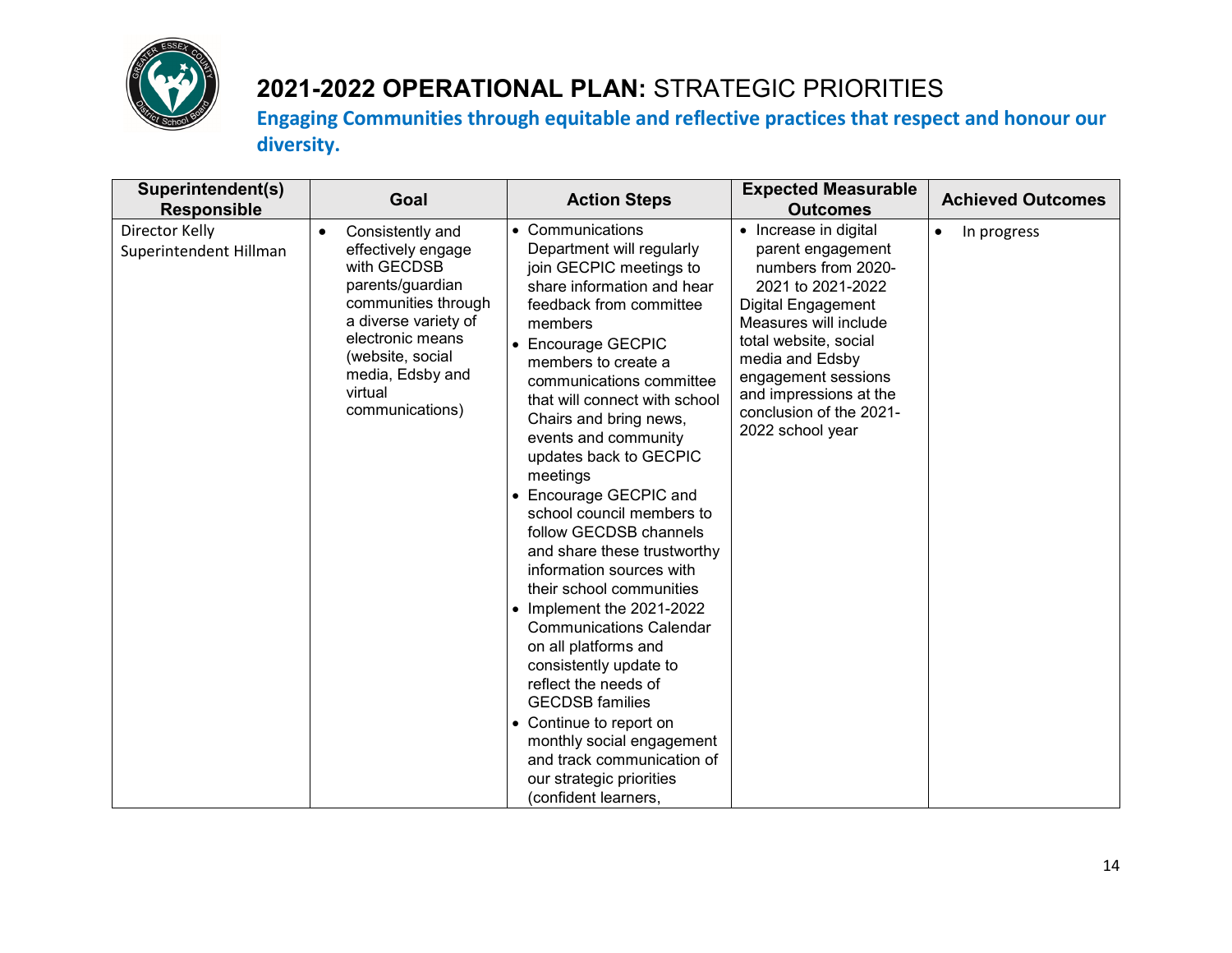# 2021-2022 OPERATIONAL PLAN: STRATEGIC PRIORITIES

**Engaging Communities through equitable and reflective practices that respect and honour our diversity.**

| Superintendent(s) Responsible | Goal | Action Steps | Expected Measurable Outcomes | Achieved Outcomes |
|---|---|---|---|---|
| Director Kelly<br>Superintendent Hillman | • Consistently and effectively engage with GECDSB parents/guardian communities through a diverse variety of electronic means (website, social media, Edsby and virtual communications) | • Communications Department will regularly join GECPIC meetings to share information and hear feedback from committee members<br>• Encourage GECPIC members to create a communications committee that will connect with school Chairs and bring news, events and community updates back to GECPIC meetings<br>• Encourage GECPIC and school council members to follow GECDSB channels and share these trustworthy information sources with their school communities<br>• Implement the 2021-2022 Communications Calendar on all platforms and consistently update to reflect the needs of GECDSB families<br>• Continue to report on monthly social engagement and track communication of our strategic priorities (confident learners, | • Increase in digital parent engagement numbers from 2020-2021 to 2021-2022<br>Digital Engagement Measures will include total website, social media and Edsby engagement sessions and impressions at the conclusion of the 2021-2022 school year | • In progress |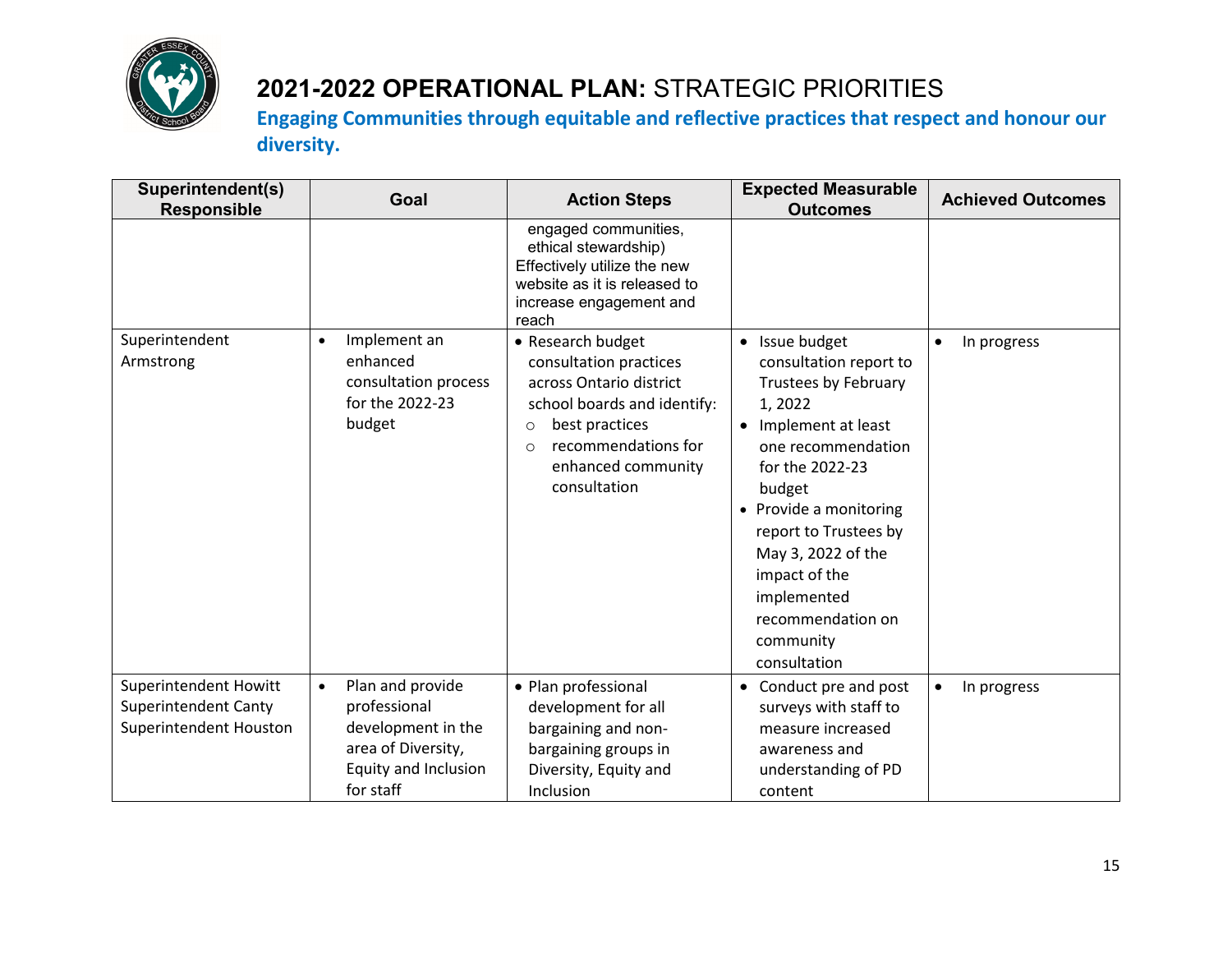# 2021-2022 OPERATIONAL PLAN: STRATEGIC PRIORITIES

**Engaging Communities through equitable and reflective practices that respect and honour our diversity.**

| Superintendent(s) Responsible | Goal | Action Steps | Expected Measurable Outcomes | Achieved Outcomes |
|---|---|---|---|---|
| | | engaged communities, ethical stewardship)<br>Effectively utilize the new website as it is released to increase engagement and reach | | |
| Superintendent Armstrong | • Implement an enhanced consultation process for the 2022-23 budget | • Research budget consultation practices across Ontario district school boards and identify:<br>○ best practices<br>○ recommendations for enhanced community consultation | • Issue budget consultation report to Trustees by February 1, 2022<br>• Implement at least one recommendation for the 2022-23 budget<br>• Provide a monitoring report to Trustees by May 3, 2022 of the impact of the implemented recommendation on community consultation | • In progress |
| Superintendent Howitt<br>Superintendent Canty<br>Superintendent Houston | • Plan and provide professional development in the area of Diversity, Equity and Inclusion for staff | • Plan professional development for all bargaining and non-bargaining groups in Diversity, Equity and Inclusion | • Conduct pre and post surveys with staff to measure increased awareness and understanding of PD content | • In progress |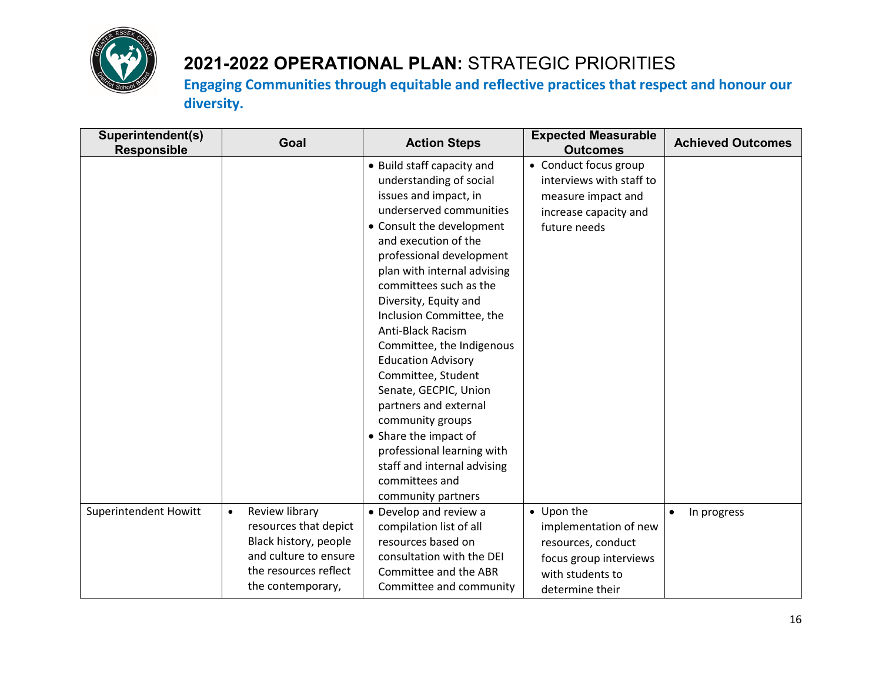# 2021-2022 OPERATIONAL PLAN: STRATEGIC PRIORITIES

## Engaging Communities through equitable and reflective practices that respect and honour our diversity.

| Superintendent(s) Responsible | Goal | Action Steps | Expected Measurable Outcomes | Achieved Outcomes |
|---|---|---|---|---|
| | | • Build staff capacity and understanding of social issues and impact, in underserved communities<br>• Consult the development and execution of the professional development plan with internal advising committees such as the Diversity, Equity and Inclusion Committee, the Anti-Black Racism Committee, the Indigenous Education Advisory Committee, Student Senate, GECPIC, Union partners and external community groups<br>• Share the impact of professional learning with staff and internal advising committees and community partners | • Conduct focus group interviews with staff to measure impact and increase capacity and future needs | |
| Superintendent Howitt | • Review library resources that depict Black history, people and culture to ensure the resources reflect the contemporary, | • Develop and review a compilation list of all resources based on consultation with the DEI Committee and the ABR Committee and community | • Upon the implementation of new resources, conduct focus group interviews with students to determine their | • In progress |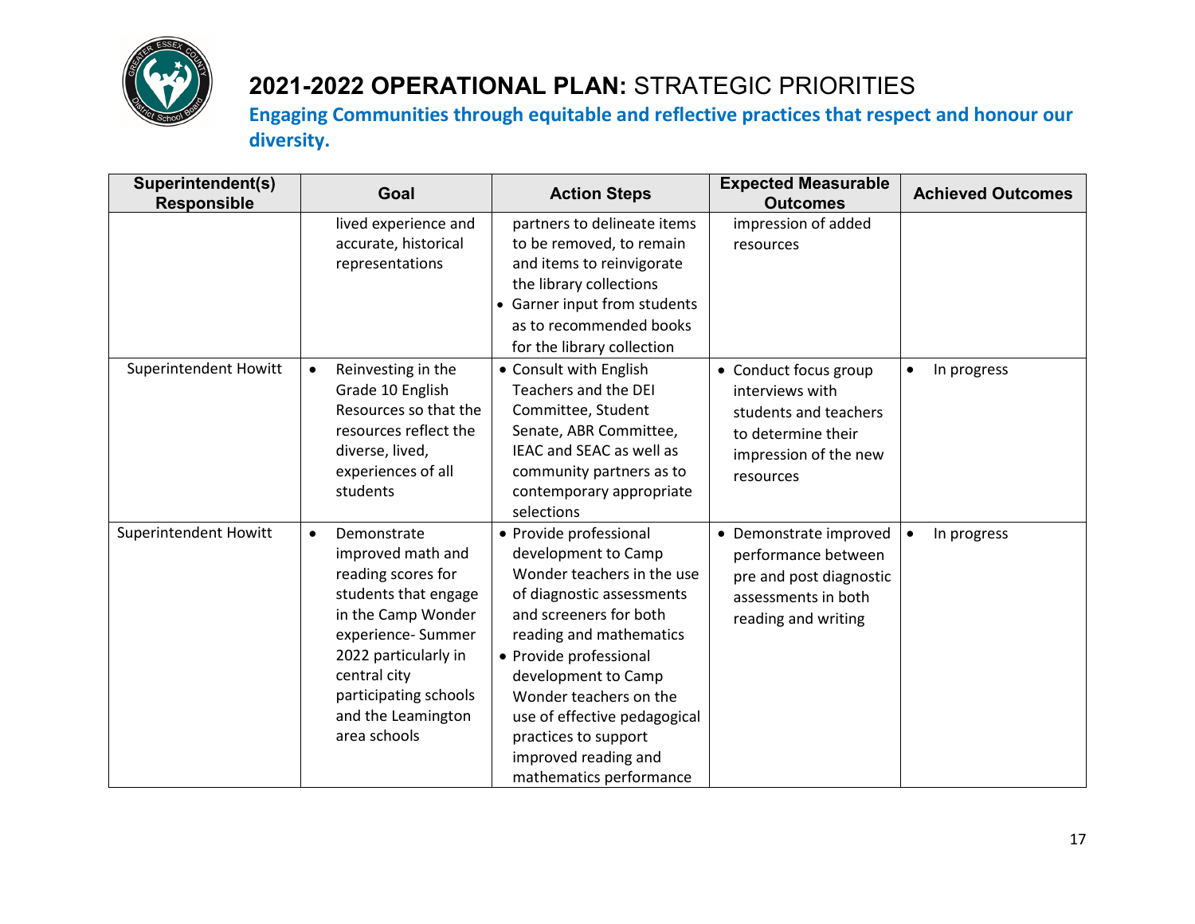# 2021-2022 OPERATIONAL PLAN: STRATEGIC PRIORITIES

**Engaging Communities through equitable and reflective practices that respect and honour our diversity.**

| Superintendent(s) Responsible | Goal | Action Steps | Expected Measurable Outcomes | Achieved Outcomes |
|---|---|---|---|---|
| | lived experience and accurate, historical representations | partners to delineate items to be removed, to remain and items to reinvigorate the library collections<br>• Garner input from students as to recommended books for the library collection | impression of added resources | |
| Superintendent Howitt | • Reinvesting in the Grade 10 English Resources so that the resources reflect the diverse, lived, experiences of all students | • Consult with English Teachers and the DEI Committee, Student Senate, ABR Committee, IEAC and SEAC as well as community partners as to contemporary appropriate selections | • Conduct focus group interviews with students and teachers to determine their impression of the new resources | • In progress |
| Superintendent Howitt | • Demonstrate improved math and reading scores for students that engage in the Camp Wonder experience- Summer 2022 particularly in central city participating schools and the Leamington area schools | • Provide professional development to Camp Wonder teachers in the use of diagnostic assessments and screeners for both reading and mathematics<br>• Provide professional development to Camp Wonder teachers on the use of effective pedagogical practices to support improved reading and mathematics performance | • Demonstrate improved performance between pre and post diagnostic assessments in both reading and writing | • In progress |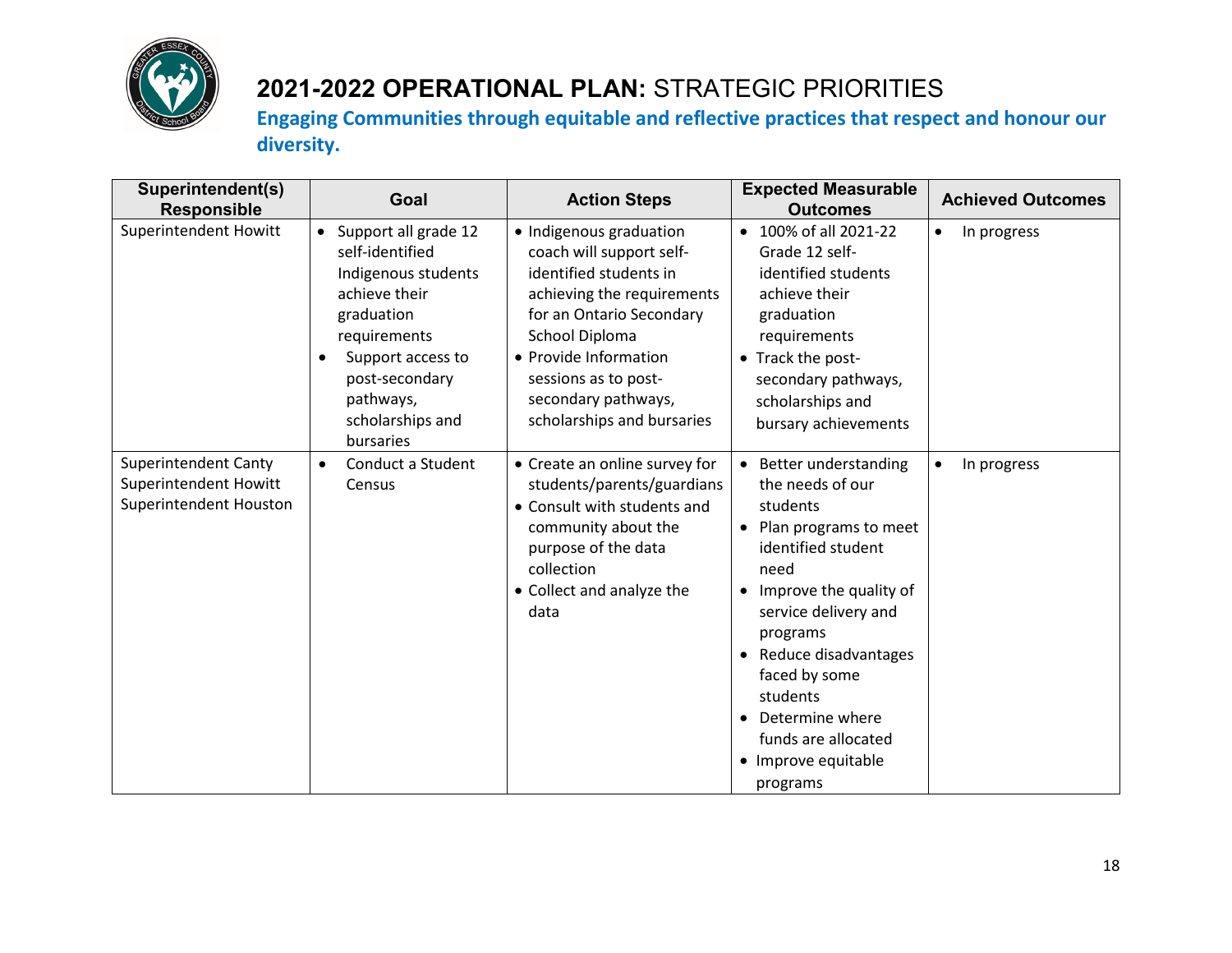# 2021-2022 OPERATIONAL PLAN: STRATEGIC PRIORITIES

## Engaging Communities through equitable and reflective practices that respect and honour our diversity.

| Superintendent(s) Responsible | Goal | Action Steps | Expected Measurable Outcomes | Achieved Outcomes |
|---|---|---|---|---|
| Superintendent Howitt | • Support all grade 12 self-identified Indigenous students achieve their graduation requirements<br>• Support access to post-secondary pathways, scholarships and bursaries | • Indigenous graduation coach will support self-identified students in achieving the requirements for an Ontario Secondary School Diploma<br>• Provide Information sessions as to post-secondary pathways, scholarships and bursaries | • 100% of all 2021-22 Grade 12 self-identified students achieve their graduation requirements<br>• Track the post-secondary pathways, scholarships and bursary achievements | • In progress |
| Superintendent Canty<br>Superintendent Howitt<br>Superintendent Houston | • Conduct a Student Census | • Create an online survey for students/parents/guardians<br>• Consult with students and community about the purpose of the data collection<br>• Collect and analyze the data | • Better understanding the needs of our students<br>• Plan programs to meet identified student need<br>• Improve the quality of service delivery and programs<br>• Reduce disadvantages faced by some students<br>• Determine where funds are allocated<br>• Improve equitable programs | • In progress |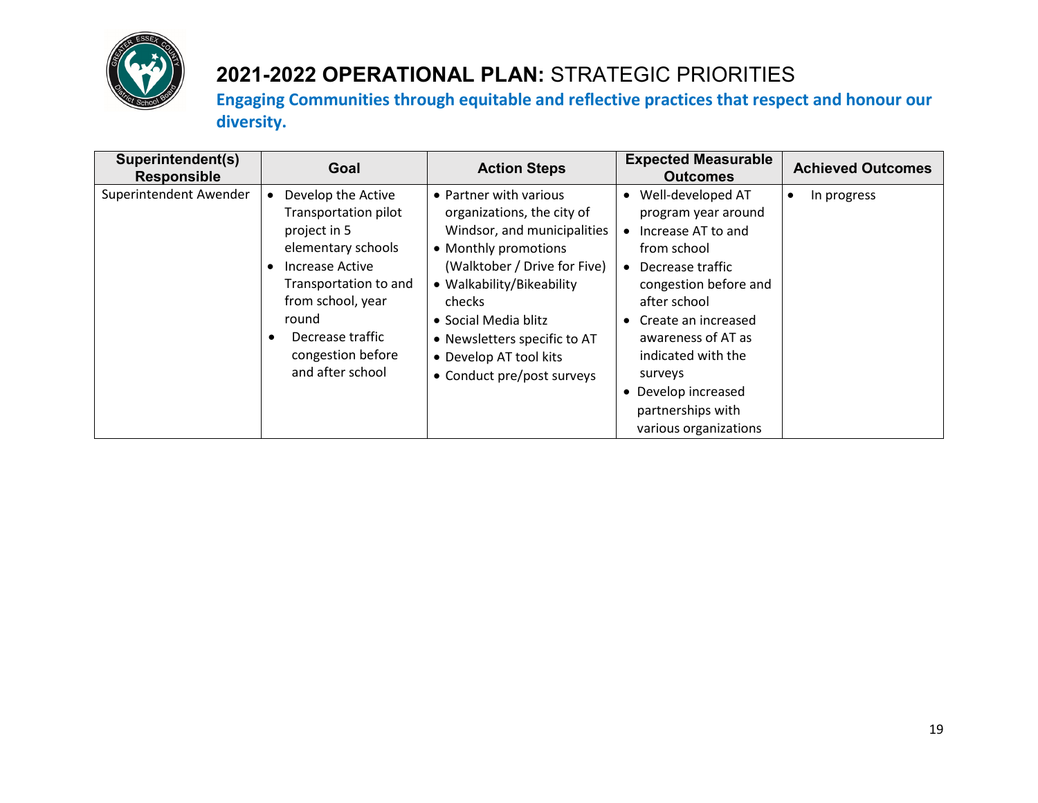# 2021-2022 OPERATIONAL PLAN: STRATEGIC PRIORITIES

**Engaging Communities through equitable and reflective practices that respect and honour our diversity.**

| Superintendent(s) Responsible | Goal | Action Steps | Expected Measurable Outcomes | Achieved Outcomes |
|---|---|---|---|---|
| Superintendent Awender | • Develop the Active Transportation pilot project in 5 elementary schools<br>• Increase Active Transportation to and from school, year round<br>• Decrease traffic congestion before and after school | • Partner with various organizations, the city of Windsor, and municipalities<br>• Monthly promotions (Walktober / Drive for Five)<br>• Walkability/Bikeability checks<br>• Social Media blitz<br>• Newsletters specific to AT<br>• Develop AT tool kits<br>• Conduct pre/post surveys | • Well-developed AT program year around<br>• Increase AT to and from school<br>• Decrease traffic congestion before and after school<br>• Create an increased awareness of AT as indicated with the surveys<br>• Develop increased partnerships with various organizations | • In progress |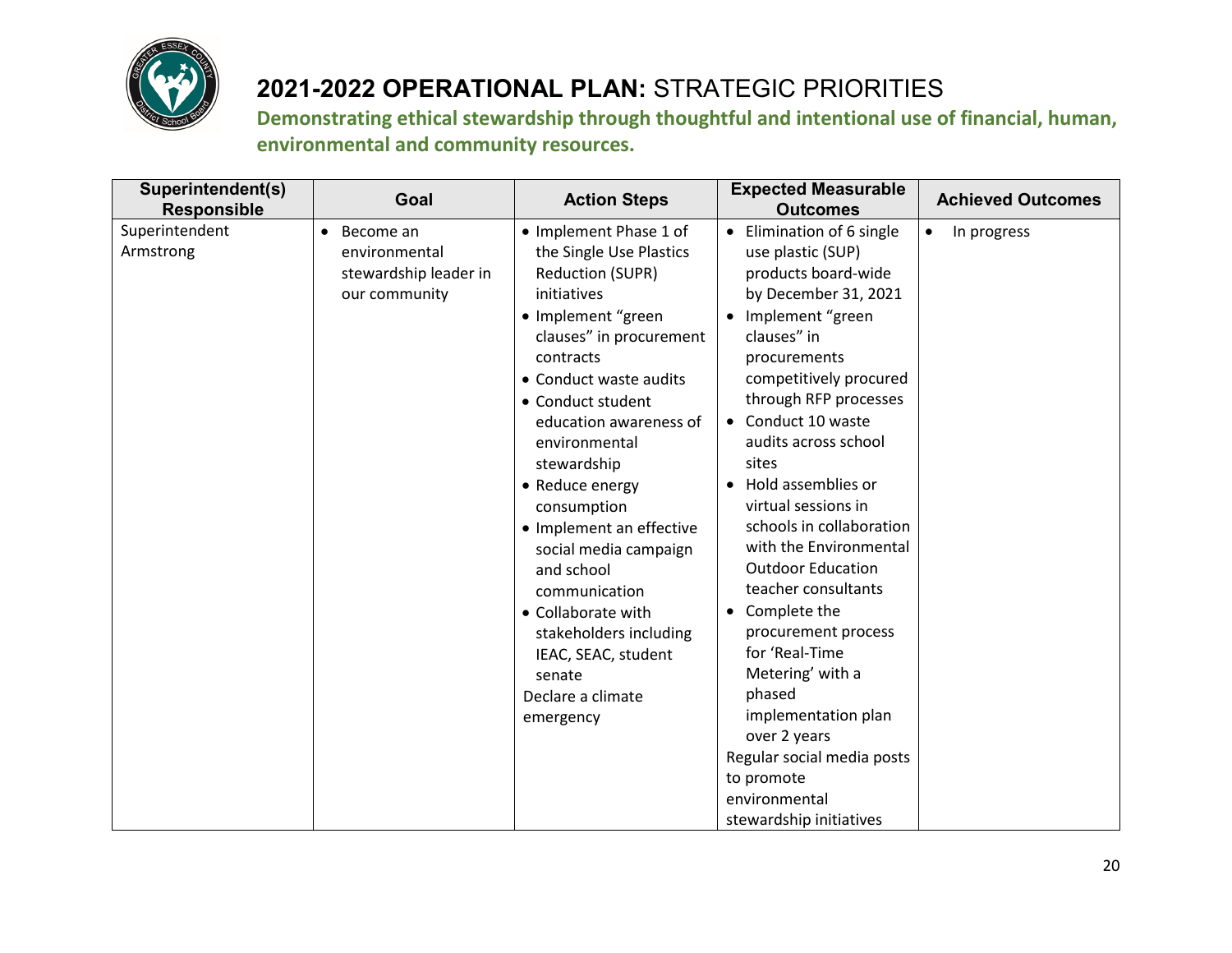# 2021-2022 OPERATIONAL PLAN: STRATEGIC PRIORITIES

**Demonstrating ethical stewardship through thoughtful and intentional use of financial, human, environmental and community resources.**

| Superintendent(s) Responsible | Goal | Action Steps | Expected Measurable Outcomes | Achieved Outcomes |
|---|---|---|---|---|
| Superintendent Armstrong | • Become an environmental stewardship leader in our community | • Implement Phase 1 of the Single Use Plastics Reduction (SUPR) initiatives<br>• Implement "green clauses" in procurement contracts<br>• Conduct waste audits<br>• Conduct student education awareness of environmental stewardship<br>• Reduce energy consumption<br>• Implement an effective social media campaign and school communication<br>• Collaborate with stakeholders including IEAC, SEAC, student senate<br>Declare a climate emergency | • Elimination of 6 single use plastic (SUP) products board-wide by December 31, 2021<br>• Implement "green clauses" in procurements competitively procured through RFP processes<br>• Conduct 10 waste audits across school sites<br>• Hold assemblies or virtual sessions in schools in collaboration with the Environmental Outdoor Education teacher consultants<br>• Complete the procurement process for 'Real-Time Metering' with a phased implementation plan over 2 years<br>Regular social media posts to promote environmental stewardship initiatives | • In progress |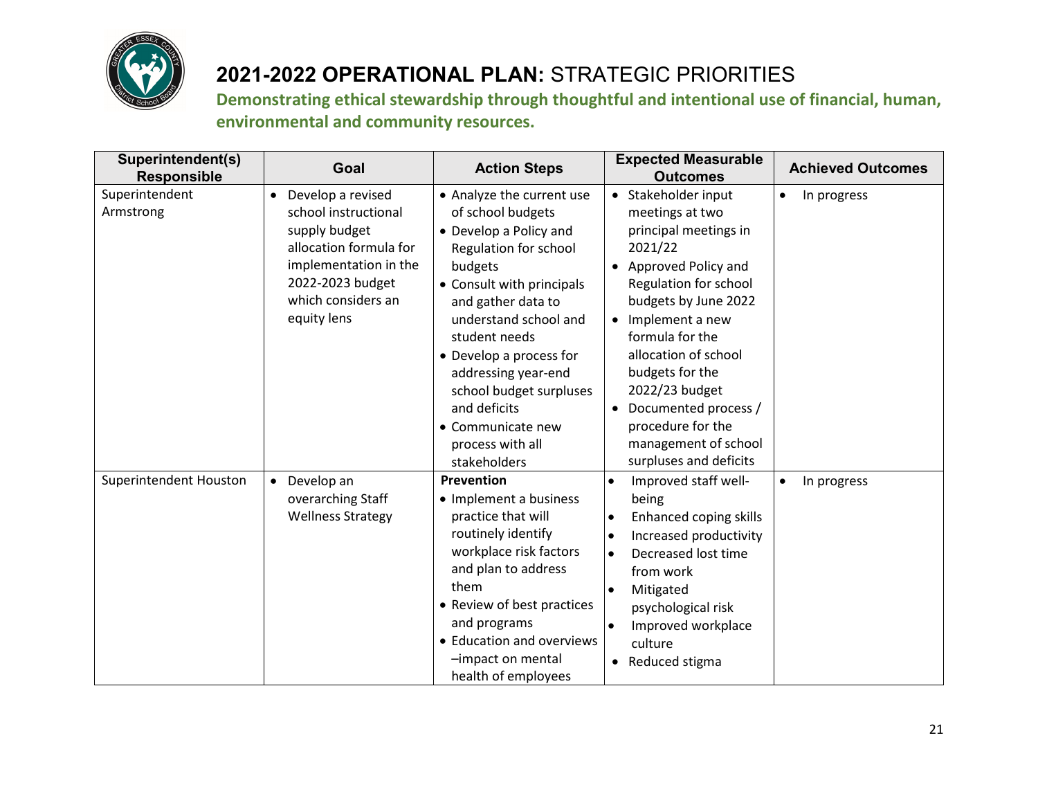# 2021-2022 OPERATIONAL PLAN: STRATEGIC PRIORITIES

**Demonstrating ethical stewardship through thoughtful and intentional use of financial, human, environmental and community resources.**

| Superintendent(s) Responsible | Goal | Action Steps | Expected Measurable Outcomes | Achieved Outcomes |
|---|---|---|---|---|
| Superintendent Armstrong | • Develop a revised school instructional supply budget allocation formula for implementation in the 2022-2023 budget which considers an equity lens | • Analyze the current use of school budgets<br>• Develop a Policy and Regulation for school budgets<br>• Consult with principals and gather data to understand school and student needs<br>• Develop a process for addressing year-end school budget surpluses and deficits<br>• Communicate new process with all stakeholders | • Stakeholder input meetings at two principal meetings in 2021/22<br>• Approved Policy and Regulation for school budgets by June 2022<br>• Implement a new formula for the allocation of school budgets for the 2022/23 budget<br>• Documented process / procedure for the management of school surpluses and deficits | • In progress |
| Superintendent Houston | • Develop an overarching Staff Wellness Strategy | **Prevention**<br>• Implement a business practice that will routinely identify workplace risk factors and plan to address them<br>• Review of best practices and programs<br>• Education and overviews –impact on mental health of employees | • Improved staff well-being<br>• Enhanced coping skills<br>• Increased productivity<br>• Decreased lost time from work<br>• Mitigated psychological risk<br>• Improved workplace culture<br>• Reduced stigma | • In progress |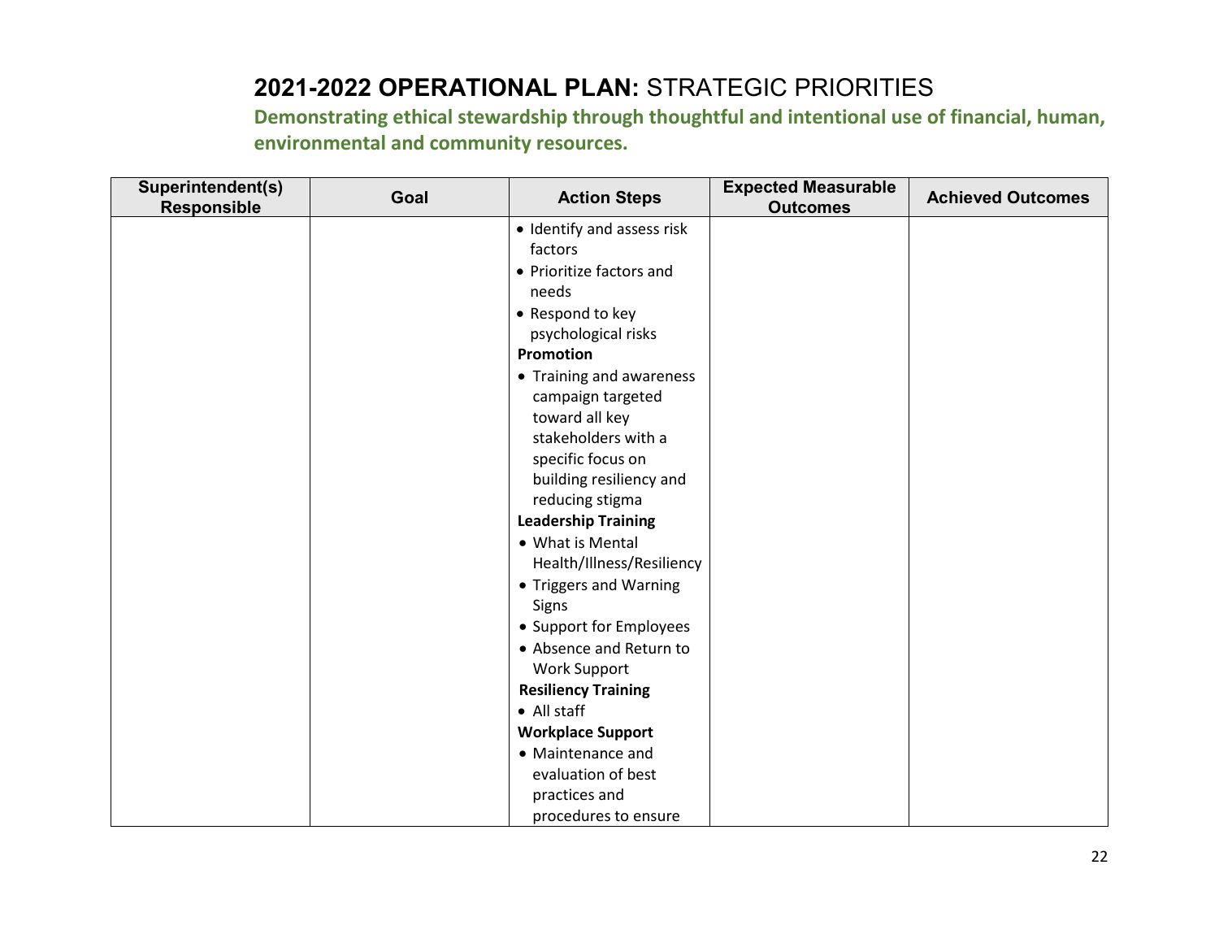## 2021-2022 OPERATIONAL PLAN: STRATEGIC PRIORITIES

**Demonstrating ethical stewardship through thoughtful and intentional use of financial, human, environmental and community resources.**

| Superintendent(s) Responsible | Goal | Action Steps | Expected Measurable Outcomes | Achieved Outcomes |
|---|---|---|---|---|
| | | • Identify and assess risk factors<br>• Prioritize factors and needs<br>• Respond to key psychological risks<br>**Promotion**<br>• Training and awareness campaign targeted toward all key stakeholders with a specific focus on building resiliency and reducing stigma<br>**Leadership Training**<br>• What is Mental Health/Illness/Resiliency<br>• Triggers and Warning Signs<br>• Support for Employees<br>• Absence and Return to Work Support<br>**Resiliency Training**<br>• All staff<br>**Workplace Support**<br>• Maintenance and evaluation of best practices and procedures to ensure | | |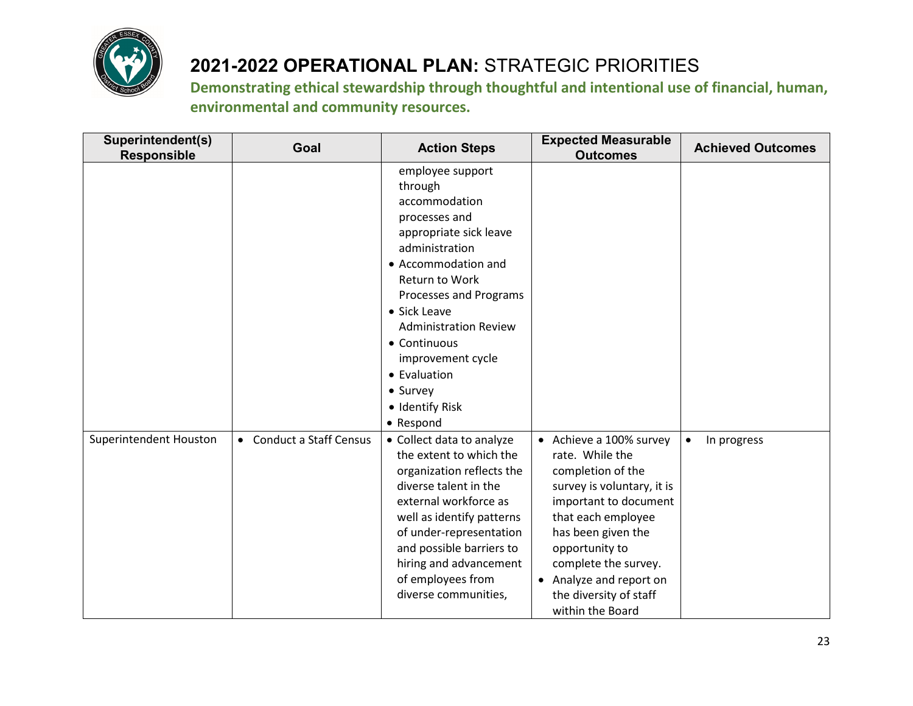# 2021-2022 OPERATIONAL PLAN: STRATEGIC PRIORITIES

**Demonstrating ethical stewardship through thoughtful and intentional use of financial, human, environmental and community resources.**

| Superintendent(s) Responsible | Goal | Action Steps | Expected Measurable Outcomes | Achieved Outcomes |
|---|---|---|---|---|
| | | employee support through accommodation processes and appropriate sick leave administration<br>• Accommodation and Return to Work Processes and Programs<br>• Sick Leave Administration Review<br>• Continuous improvement cycle<br>• Evaluation<br>• Survey<br>• Identify Risk<br>• Respond | | |
| Superintendent Houston | • Conduct a Staff Census | • Collect data to analyze the extent to which the organization reflects the diverse talent in the external workforce as well as identify patterns of under-representation and possible barriers to hiring and advancement of employees from diverse communities, | • Achieve a 100% survey rate. While the completion of the survey is voluntary, it is important to document that each employee has been given the opportunity to complete the survey.<br>• Analyze and report on the diversity of staff within the Board | • In progress |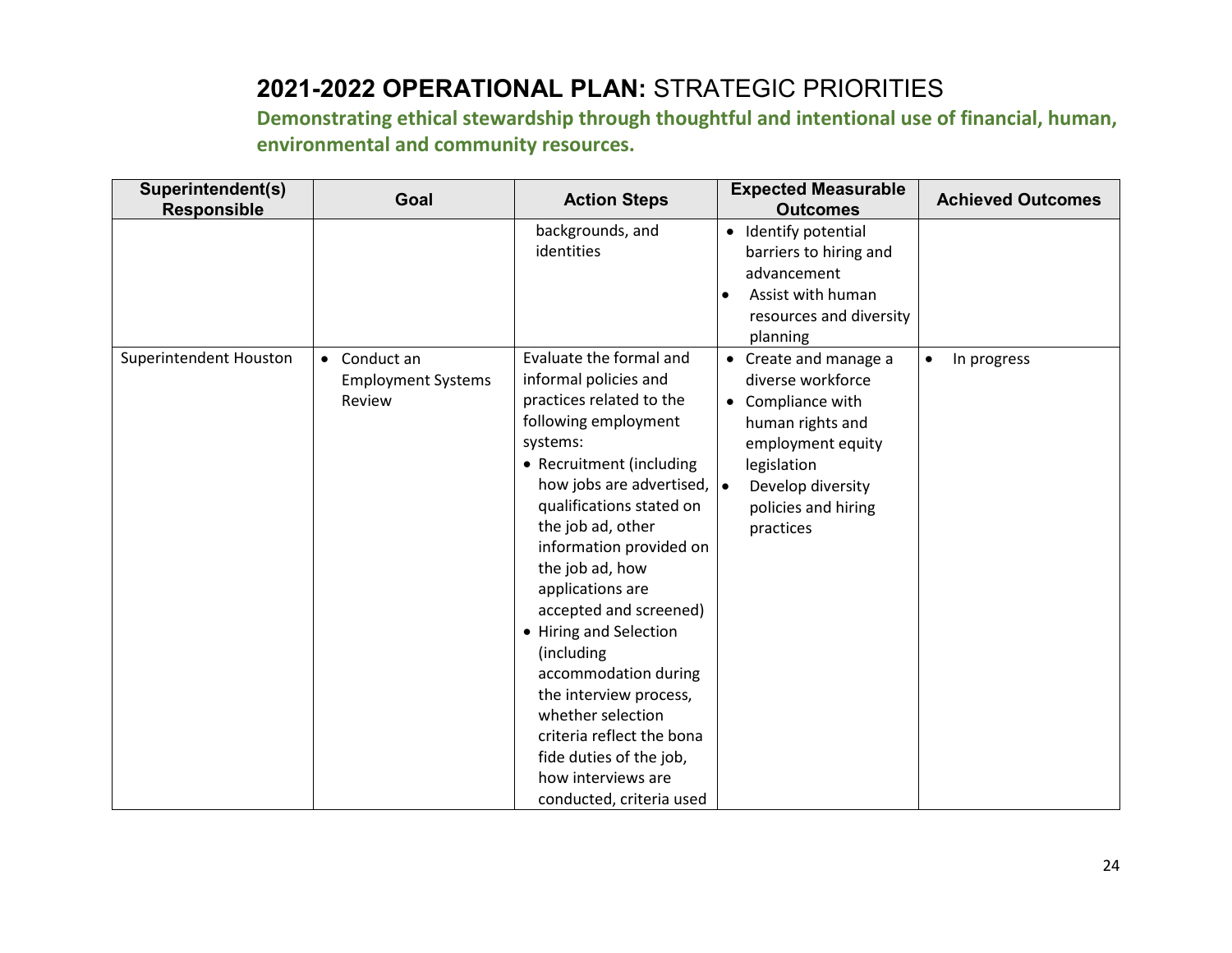# 2021-2022 OPERATIONAL PLAN: STRATEGIC PRIORITIES

**Demonstrating ethical stewardship through thoughtful and intentional use of financial, human, environmental and community resources.**

| Superintendent(s) Responsible | Goal | Action Steps | Expected Measurable Outcomes | Achieved Outcomes |
|---|---|---|---|---|
| | | backgrounds, and identities | • Identify potential barriers to hiring and advancement<br>• Assist with human resources and diversity planning | |
| Superintendent Houston | • Conduct an Employment Systems Review | Evaluate the formal and informal policies and practices related to the following employment systems:<br>• Recruitment (including how jobs are advertised, qualifications stated on the job ad, other information provided on the job ad, how applications are accepted and screened)<br>• Hiring and Selection (including accommodation during the interview process, whether selection criteria reflect the bona fide duties of the job, how interviews are conducted, criteria used | • Create and manage a diverse workforce<br>• Compliance with human rights and employment equity legislation<br>• Develop diversity policies and hiring practices | • In progress |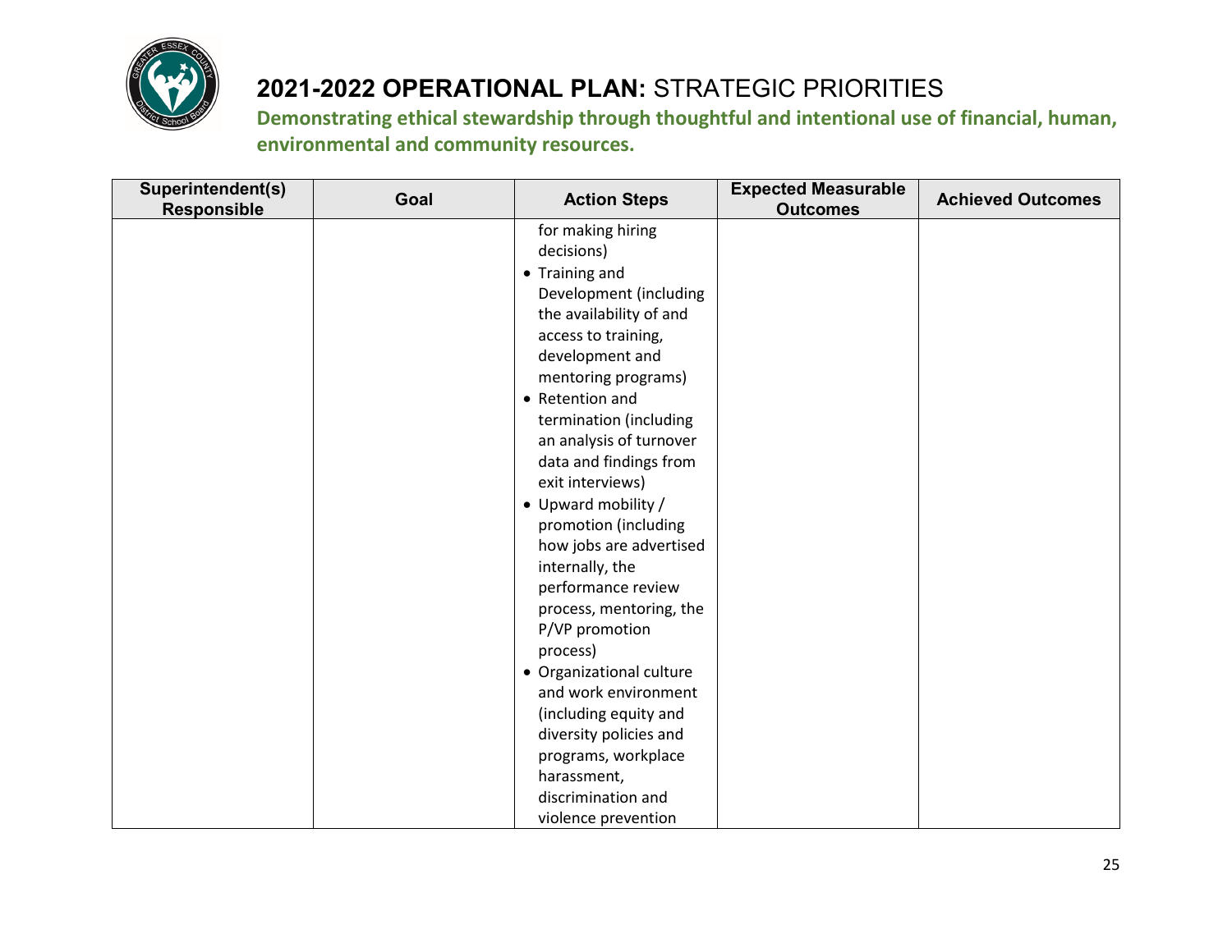# 2021-2022 OPERATIONAL PLAN: STRATEGIC PRIORITIES

**Demonstrating ethical stewardship through thoughtful and intentional use of financial, human, environmental and community resources.**

| Superintendent(s) Responsible | Goal | Action Steps | Expected Measurable Outcomes | Achieved Outcomes |
|---|---|---|---|---|
| | | for making hiring decisions)<br>• Training and Development (including the availability of and access to training, development and mentoring programs)<br>• Retention and termination (including an analysis of turnover data and findings from exit interviews)<br>• Upward mobility / promotion (including how jobs are advertised internally, the performance review process, mentoring, the P/VP promotion process)<br>• Organizational culture and work environment (including equity and diversity policies and programs, workplace harassment, discrimination and violence prevention | | |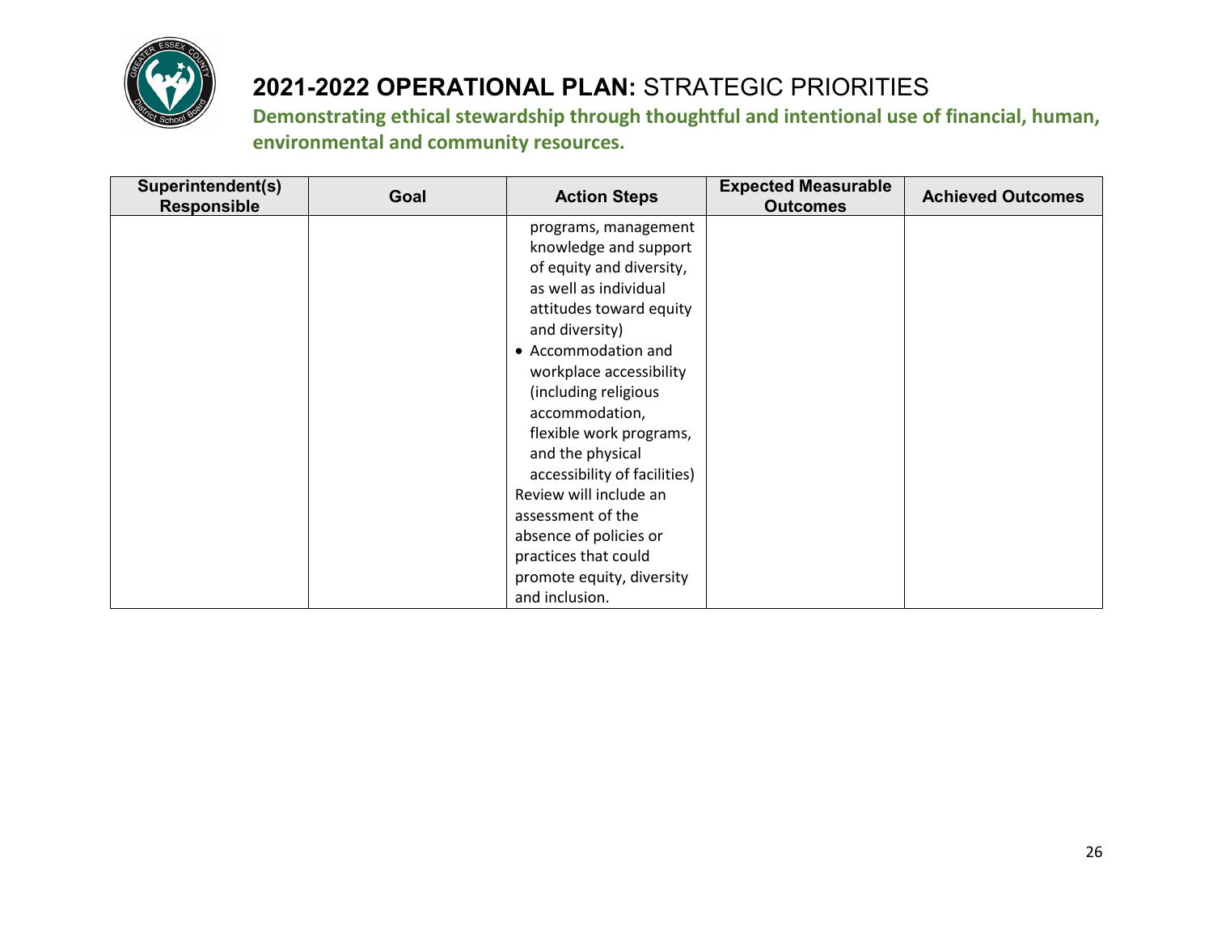# 2021-2022 OPERATIONAL PLAN: STRATEGIC PRIORITIES

**Demonstrating ethical stewardship through thoughtful and intentional use of financial, human, environmental and community resources.**

| Superintendent(s) Responsible | Goal | Action Steps | Expected Measurable Outcomes | Achieved Outcomes |
|---|---|---|---|---|
| | | programs, management knowledge and support of equity and diversity, as well as individual attitudes toward equity and diversity)<br>• Accommodation and workplace accessibility (including religious accommodation, flexible work programs, and the physical accessibility of facilities)<br>Review will include an assessment of the absence of policies or practices that could promote equity, diversity and inclusion. | | |